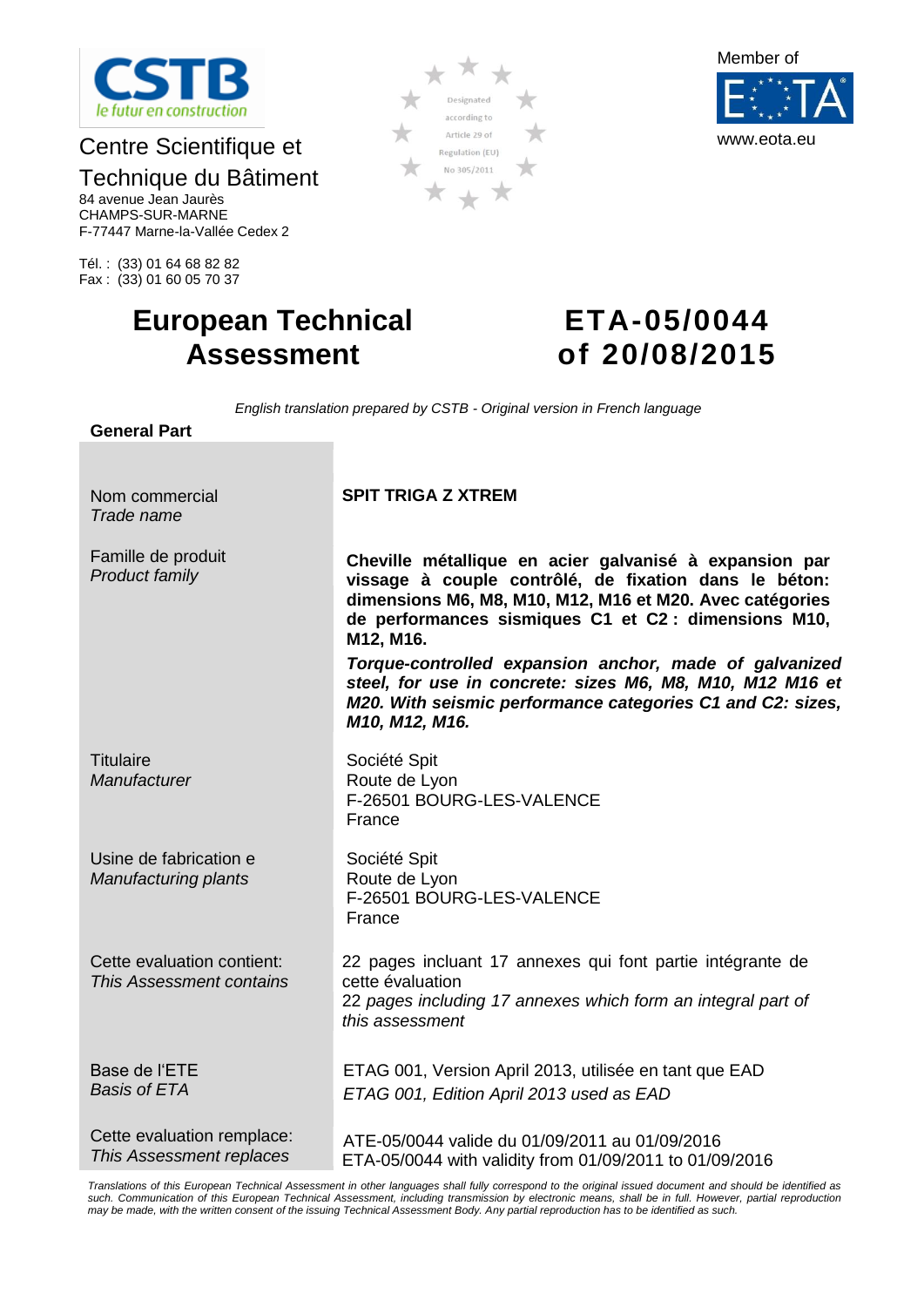CSTB

le futur en construction

Centre Scientifique et Technique du Bâtiment

84 avenue Jean Jaurès
CHAMPS-SUR-MARNE
F-77447 Marne-la-Vallée Cedex 2

Tél. : (33) 01 64 68 82 82
Fax : (33) 01 60 05 70 37

Designated according to Article 29 of Regulation (EU) No 305/2011

Member of EOTA
www.eota.eu

# European Technical Assessment

# ETA-05/0044 of 20/08/2015

*English translation prepared by CSTB - Original version in French language*

**General Part**

| | |
|---|---|
| Nom commercial<br>*Trade name* | **SPIT TRIGA Z XTREM** |
| Famille de produit<br>*Product family* | **Cheville métallique en acier galvanisé à expansion par vissage à couple contrôlé, de fixation dans le béton: dimensions M6, M8, M10, M12, M16 et M20. Avec catégories de performances sismiques C1 et C2 : dimensions M10, M12, M16.**<br>***Torque-controlled expansion anchor, made of galvanized steel, for use in concrete: sizes M6, M8, M10, M12 M16 et M20. With seismic performance categories C1 and C2: sizes, M10, M12, M16.*** |
| Titulaire<br>*Manufacturer* | Société Spit<br>Route de Lyon<br>F-26501 BOURG-LES-VALENCE<br>France |
| Usine de fabrication e<br>*Manufacturing plants* | Société Spit<br>Route de Lyon<br>F-26501 BOURG-LES-VALENCE<br>France |
| Cette evaluation contient:<br>*This Assessment contains* | 22 pages incluant 17 annexes qui font partie intégrante de cette évaluation<br>*22 pages including 17 annexes which form an integral part of this assessment* |
| Base de l'ETE<br>*Basis of ETA* | ETAG 001, Version April 2013, utilisée en tant que EAD<br>*ETAG 001, Edition April 2013 used as EAD* |
| Cette evaluation remplace:<br>*This Assessment replaces* | ATE-05/0044 valide du 01/09/2011 au 01/09/2016<br>ETA-05/0044 with validity from 01/09/2011 to 01/09/2016 |

*Translations of this European Technical Assessment in other languages shall fully correspond to the original issued document and should be identified as such. Communication of this European Technical Assessment, including transmission by electronic means, shall be in full. However, partial reproduction may be made, with the written consent of the issuing Technical Assessment Body. Any partial reproduction has to be identified as such.*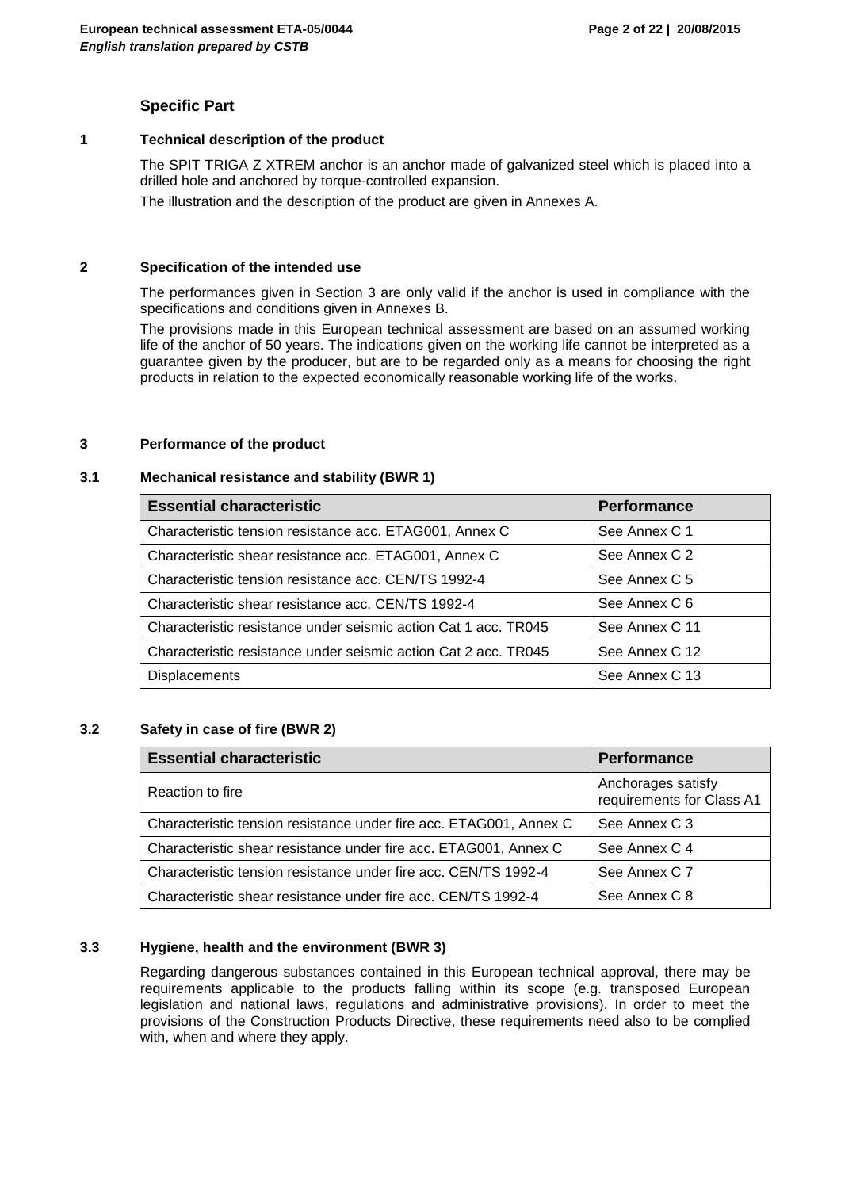## Specific Part

### 1 Technical description of the product

The SPIT TRIGA Z XTREM anchor is an anchor made of galvanized steel which is placed into a drilled hole and anchored by torque-controlled expansion.

The illustration and the description of the product are given in Annexes A.

### 2 Specification of the intended use

The performances given in Section 3 are only valid if the anchor is used in compliance with the specifications and conditions given in Annexes B.

The provisions made in this European technical assessment are based on an assumed working life of the anchor of 50 years. The indications given on the working life cannot be interpreted as a guarantee given by the producer, but are to be regarded only as a means for choosing the right products in relation to the expected economically reasonable working life of the works.

### 3 Performance of the product

#### 3.1 Mechanical resistance and stability (BWR 1)

| Essential characteristic | Performance |
|---|---|
| Characteristic tension resistance acc. ETAG001, Annex C | See Annex C 1 |
| Characteristic shear resistance acc. ETAG001, Annex C | See Annex C 2 |
| Characteristic tension resistance acc. CEN/TS 1992-4 | See Annex C 5 |
| Characteristic shear resistance acc. CEN/TS 1992-4 | See Annex C 6 |
| Characteristic resistance under seismic action Cat 1 acc. TR045 | See Annex C 11 |
| Characteristic resistance under seismic action Cat 2 acc. TR045 | See Annex C 12 |
| Displacements | See Annex C 13 |

#### 3.2 Safety in case of fire (BWR 2)

| Essential characteristic | Performance |
|---|---|
| Reaction to fire | Anchorages satisfy requirements for Class A1 |
| Characteristic tension resistance under fire acc. ETAG001, Annex C | See Annex C 3 |
| Characteristic shear resistance under fire acc. ETAG001, Annex C | See Annex C 4 |
| Characteristic tension resistance under fire acc. CEN/TS 1992-4 | See Annex C 7 |
| Characteristic shear resistance under fire acc. CEN/TS 1992-4 | See Annex C 8 |

#### 3.3 Hygiene, health and the environment (BWR 3)

Regarding dangerous substances contained in this European technical approval, there may be requirements applicable to the products falling within its scope (e.g. transposed European legislation and national laws, regulations and administrative provisions). In order to meet the provisions of the Construction Products Directive, these requirements need also to be complied with, when and where they apply.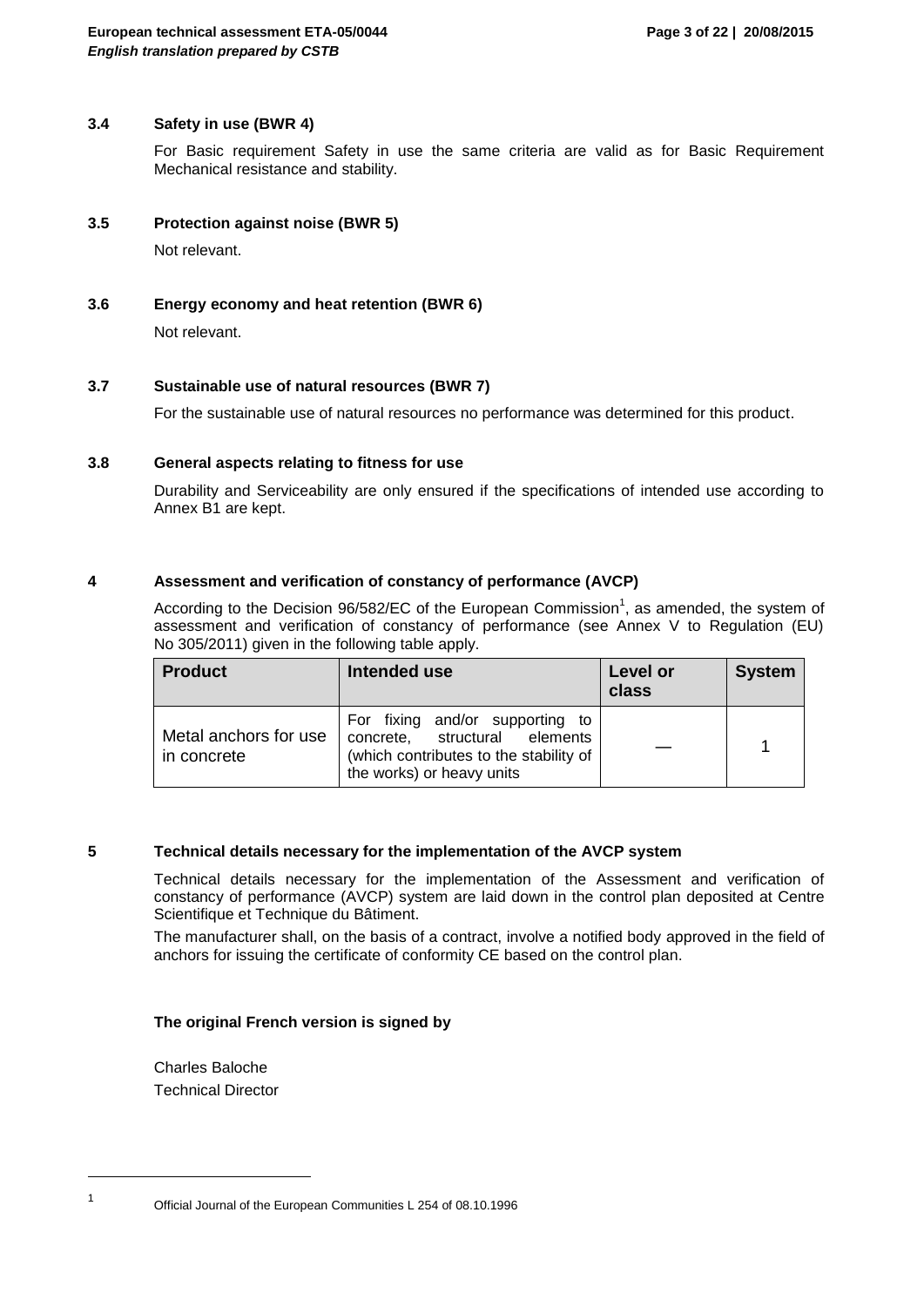### 3.4 Safety in use (BWR 4)

For Basic requirement Safety in use the same criteria are valid as for Basic Requirement Mechanical resistance and stability.

### 3.5 Protection against noise (BWR 5)

Not relevant.

### 3.6 Energy economy and heat retention (BWR 6)

Not relevant.

### 3.7 Sustainable use of natural resources (BWR 7)

For the sustainable use of natural resources no performance was determined for this product.

### 3.8 General aspects relating to fitness for use

Durability and Serviceability are only ensured if the specifications of intended use according to Annex B1 are kept.

## 4 Assessment and verification of constancy of performance (AVCP)

According to the Decision 96/582/EC of the European Commission[1], as amended, the system of assessment and verification of constancy of performance (see Annex V to Regulation (EU) No 305/2011) given in the following table apply.

| Product | Intended use | Level or class | System |
|---|---|---|---|
| Metal anchors for use in concrete | For fixing and/or supporting to concrete, structural elements (which contributes to the stability of the works) or heavy units | — | 1 |

## 5 Technical details necessary for the implementation of the AVCP system

Technical details necessary for the implementation of the Assessment and verification of constancy of performance (AVCP) system are laid down in the control plan deposited at Centre Scientifique et Technique du Bâtiment.

The manufacturer shall, on the basis of a contract, involve a notified body approved in the field of anchors for issuing the certificate of conformity CE based on the control plan.

**The original French version is signed by**

Charles Baloche
Technical Director

---

[1] Official Journal of the European Communities L 254 of 08.10.1996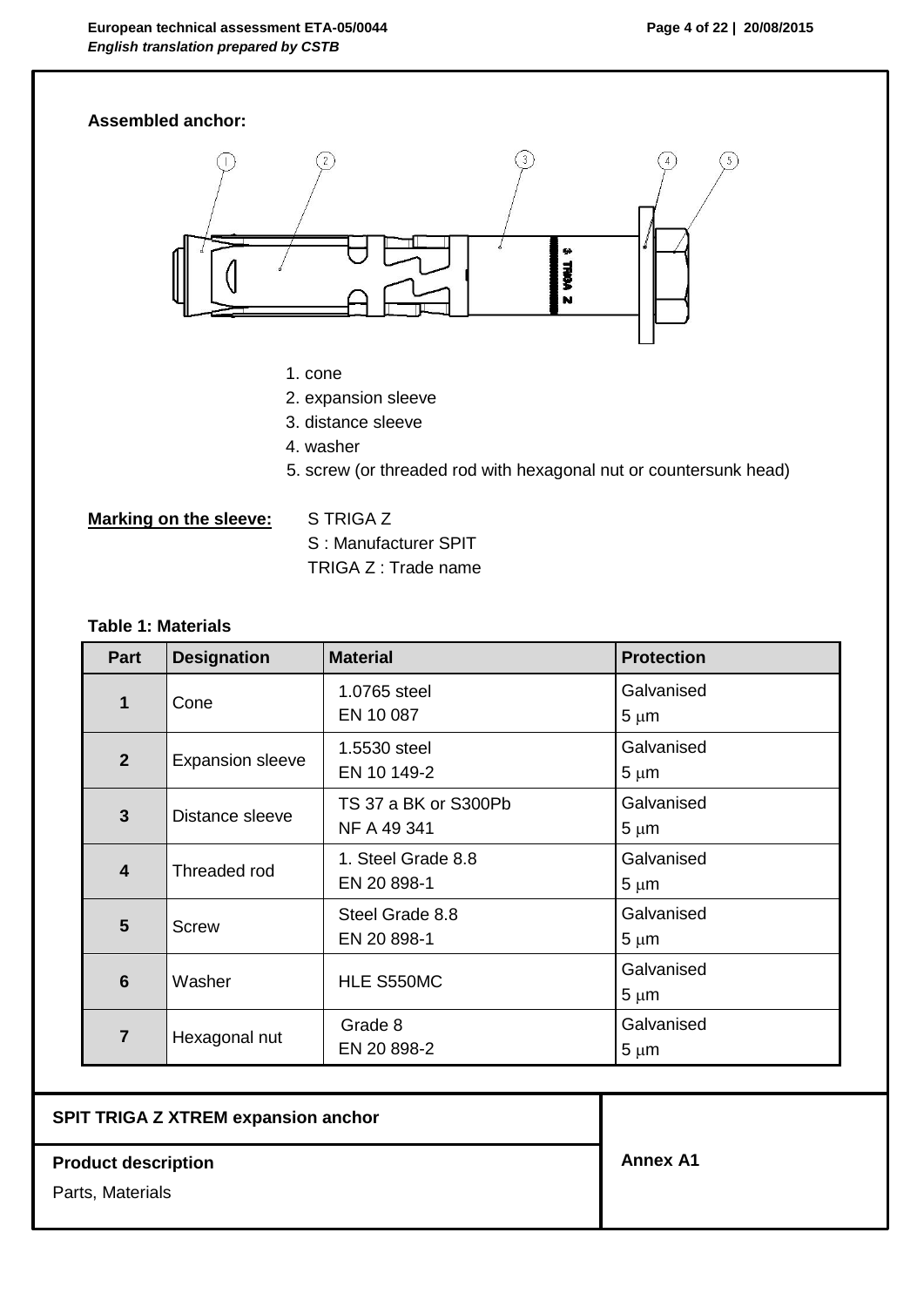**Assembled anchor:**

1. cone
2. expansion sleeve
3. distance sleeve
4. washer
5. screw (or threaded rod with hexagonal nut or countersunk head)

**Marking on the sleeve:** S TRIGA Z
S : Manufacturer SPIT
TRIGA Z : Trade name

**Table 1: Materials**

| Part | Designation | Material | Protection |
|---|---|---|---|
| **1** | Cone | 1.0765 steel<br>EN 10 087 | Galvanised<br>5 µm |
| **2** | Expansion sleeve | 1.5530 steel<br>EN 10 149-2 | Galvanised<br>5 µm |
| **3** | Distance sleeve | TS 37 a BK or S300Pb<br>NF A 49 341 | Galvanised<br>5 µm |
| **4** | Threaded rod | 1. Steel Grade 8.8<br>EN 20 898-1 | Galvanised<br>5 µm |
| **5** | Screw | Steel Grade 8.8<br>EN 20 898-1 | Galvanised<br>5 µm |
| **6** | Washer | HLE S550MC | Galvanised<br>5 µm |
| **7** | Hexagonal nut | Grade 8<br>EN 20 898-2 | Galvanised<br>5 µm |

**SPIT TRIGA Z XTREM expansion anchor**

**Product description**

Parts, Materials

**Annex A1**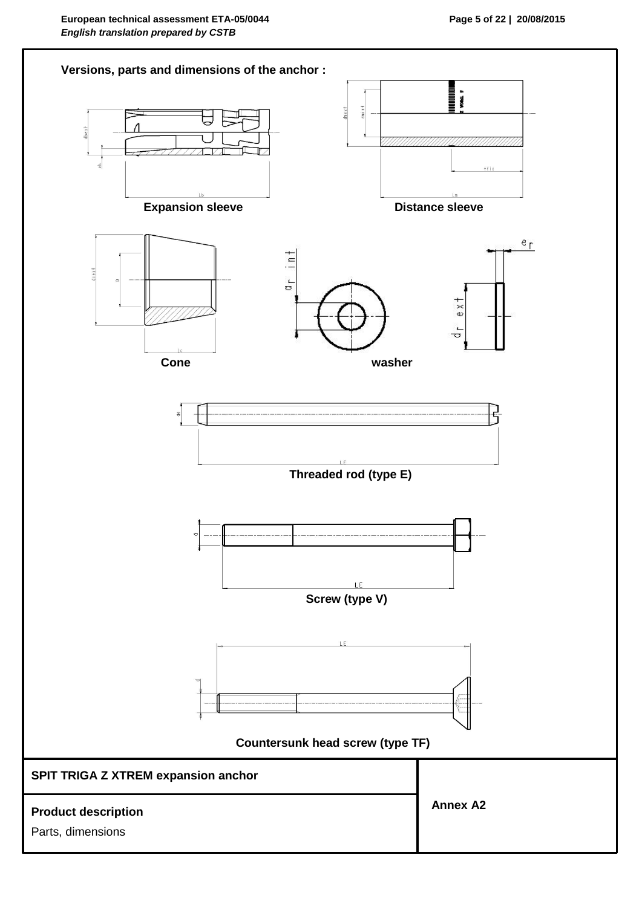**Versions, parts and dimensions of the anchor :**

**Expansion sleeve**

**Distance sleeve**

**Cone**

**washer**

**Threaded rod (type E)**

**Screw (type V)**

**Countersunk head screw (type TF)**

| SPIT TRIGA Z XTREM expansion anchor | Annex A2 |
|---|---|
| **Product description**<br>Parts, dimensions | |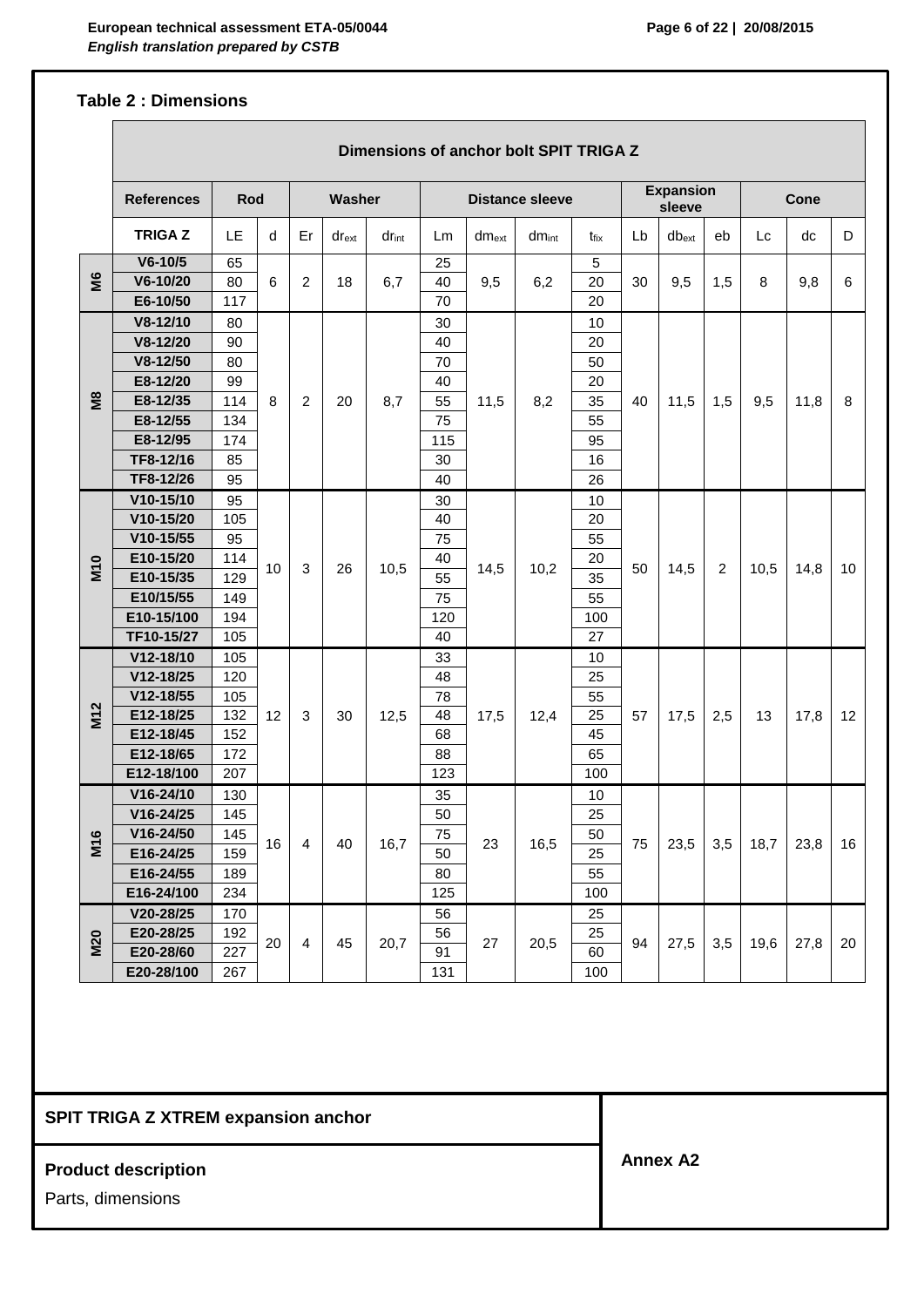## Table 2 : Dimensions

| Dimensions of anchor bolt SPIT TRIGA Z | | | | | | | | | | | | | | | | | |
|---|---|---|---|---|---|---|---|---|---|---|---|---|---|---|---|---|---|
| | References | Rod | | Washer | | | Distance sleeve | | | | Expansion sleeve | | | Cone | | | |
| | TRIGA Z | LE | d | Er | $dr_{ext}$ | $dr_{int}$ | Lm | $dm_{ext}$ | $dm_{int}$ | $t_{fix}$ | Lb | $db_{ext}$ | eb | Lc | dc | D |
| M6 | V6-10/5 | 65 | 6 | 2 | 18 | 6,7 | 25 | 9,5 | 6,2 | 5 | 30 | 9,5 | 1,5 | 8 | 9,8 | 6 |
| | V6-10/20 | 80 | | | | | 40 | | | 20 | | | | | | |
| | E6-10/50 | 117 | | | | | 70 | | | 20 | | | | | | |
| M8 | V8-12/10 | 80 | 8 | 2 | 20 | 8,7 | 30 | 11,5 | 8,2 | 10 | 40 | 11,5 | 1,5 | 9,5 | 11,8 | 8 |
| | V8-12/20 | 90 | | | | | 40 | | | 20 | | | | | | |
| | V8-12/50 | 80 | | | | | 70 | | | 50 | | | | | | |
| | E8-12/20 | 99 | | | | | 40 | | | 20 | | | | | | |
| | E8-12/35 | 114 | | | | | 55 | | | 35 | | | | | | |
| | E8-12/55 | 134 | | | | | 75 | | | 55 | | | | | | |
| | E8-12/95 | 174 | | | | | 115 | | | 95 | | | | | | |
| | TF8-12/16 | 85 | | | | | 30 | | | 16 | | | | | | |
| | TF8-12/26 | 95 | | | | | 40 | | | 26 | | | | | | |
| M10 | V10-15/10 | 95 | 10 | 3 | 26 | 10,5 | 30 | 14,5 | 10,2 | 10 | 50 | 14,5 | 2 | 10,5 | 14,8 | 10 |
| | V10-15/20 | 105 | | | | | 40 | | | 20 | | | | | | |
| | V10-15/55 | 95 | | | | | 75 | | | 55 | | | | | | |
| | E10-15/20 | 114 | | | | | 40 | | | 20 | | | | | | |
| | E10-15/35 | 129 | | | | | 55 | | | 35 | | | | | | |
| | E10/15/55 | 149 | | | | | 75 | | | 55 | | | | | | |
| | E10-15/100 | 194 | | | | | 120 | | | 100 | | | | | | |
| | TF10-15/27 | 105 | | | | | 40 | | | 27 | | | | | | |
| M12 | V12-18/10 | 105 | 12 | 3 | 30 | 12,5 | 33 | 17,5 | 12,4 | 10 | 57 | 17,5 | 2,5 | 13 | 17,8 | 12 |
| | V12-18/25 | 120 | | | | | 48 | | | 25 | | | | | | |
| | V12-18/55 | 105 | | | | | 78 | | | 55 | | | | | | |
| | E12-18/25 | 132 | | | | | 48 | | | 25 | | | | | | |
| | E12-18/45 | 152 | | | | | 68 | | | 45 | | | | | | |
| | E12-18/65 | 172 | | | | | 88 | | | 65 | | | | | | |
| | E12-18/100 | 207 | | | | | 123 | | | 100 | | | | | | |
| M16 | V16-24/10 | 130 | 16 | 4 | 40 | 16,7 | 35 | 23 | 16,5 | 10 | 75 | 23,5 | 3,5 | 18,7 | 23,8 | 16 |
| | V16-24/25 | 145 | | | | | 50 | | | 25 | | | | | | |
| | V16-24/50 | 145 | | | | | 75 | | | 50 | | | | | | |
| | E16-24/25 | 159 | | | | | 50 | | | 25 | | | | | | |
| | E16-24/55 | 189 | | | | | 80 | | | 55 | | | | | | |
| | E16-24/100 | 234 | | | | | 125 | | | 100 | | | | | | |
| M20 | V20-28/25 | 170 | 20 | 4 | 45 | 20,7 | 56 | 27 | 20,5 | 25 | 94 | 27,5 | 3,5 | 19,6 | 27,8 | 20 |
| | E20-28/25 | 192 | | | | | 56 | | | 25 | | | | | | |
| | E20-28/60 | 227 | | | | | 91 | | | 60 | | | | | | |
| | E20-28/100 | 267 | | | | | 131 | | | 100 | | | | | | |

**SPIT TRIGA Z XTREM expansion anchor**

**Product description**

Parts, dimensions

**Annex A2**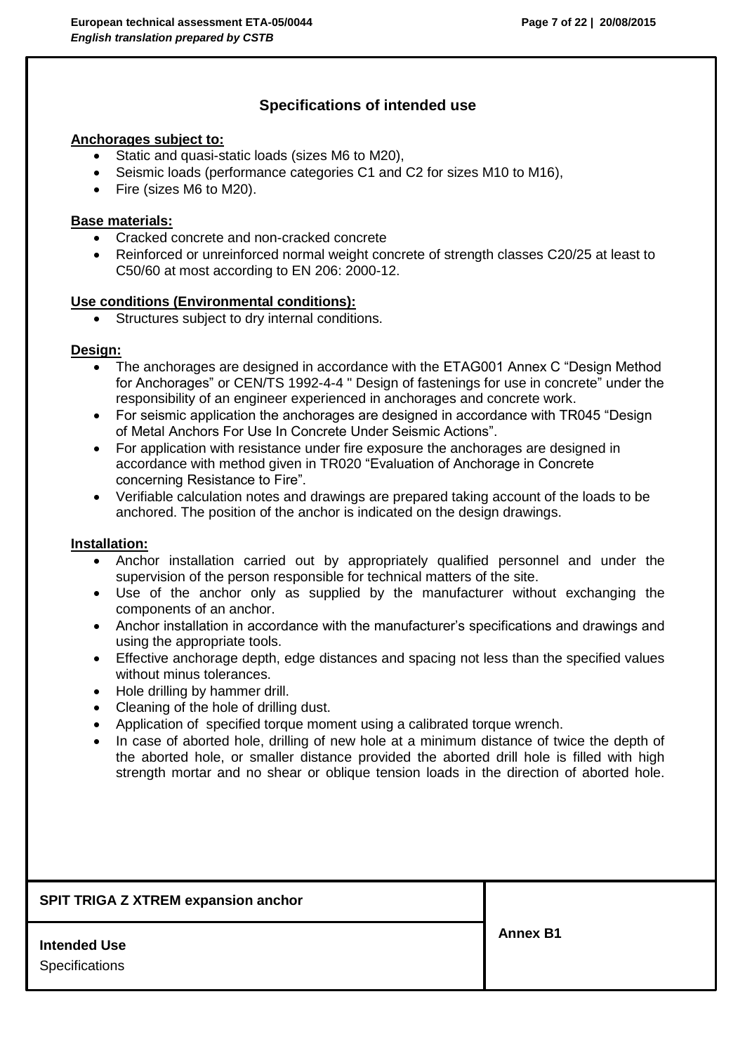## Specifications of intended use

**Anchorages subject to:**

- Static and quasi-static loads (sizes M6 to M20),
- Seismic loads (performance categories C1 and C2 for sizes M10 to M16),
- Fire (sizes M6 to M20).

**Base materials:**

- Cracked concrete and non-cracked concrete
- Reinforced or unreinforced normal weight concrete of strength classes C20/25 at least to C50/60 at most according to EN 206: 2000-12.

**Use conditions (Environmental conditions):**

- Structures subject to dry internal conditions.

**Design:**

- The anchorages are designed in accordance with the ETAG001 Annex C "Design Method for Anchorages" or CEN/TS 1992-4-4 " Design of fastenings for use in concrete" under the responsibility of an engineer experienced in anchorages and concrete work.
- For seismic application the anchorages are designed in accordance with TR045 "Design of Metal Anchors For Use In Concrete Under Seismic Actions".
- For application with resistance under fire exposure the anchorages are designed in accordance with method given in TR020 "Evaluation of Anchorage in Concrete concerning Resistance to Fire".
- Verifiable calculation notes and drawings are prepared taking account of the loads to be anchored. The position of the anchor is indicated on the design drawings.

**Installation:**

- Anchor installation carried out by appropriately qualified personnel and under the supervision of the person responsible for technical matters of the site.
- Use of the anchor only as supplied by the manufacturer without exchanging the components of an anchor.
- Anchor installation in accordance with the manufacturer's specifications and drawings and using the appropriate tools.
- Effective anchorage depth, edge distances and spacing not less than the specified values without minus tolerances.
- Hole drilling by hammer drill.
- Cleaning of the hole of drilling dust.
- Application of specified torque moment using a calibrated torque wrench.
- In case of aborted hole, drilling of new hole at a minimum distance of twice the depth of the aborted hole, or smaller distance provided the aborted drill hole is filled with high strength mortar and no shear or oblique tension loads in the direction of aborted hole.

| SPIT TRIGA Z XTREM expansion anchor | Annex B1 |
|---|---|
| **Intended Use** Specifications | |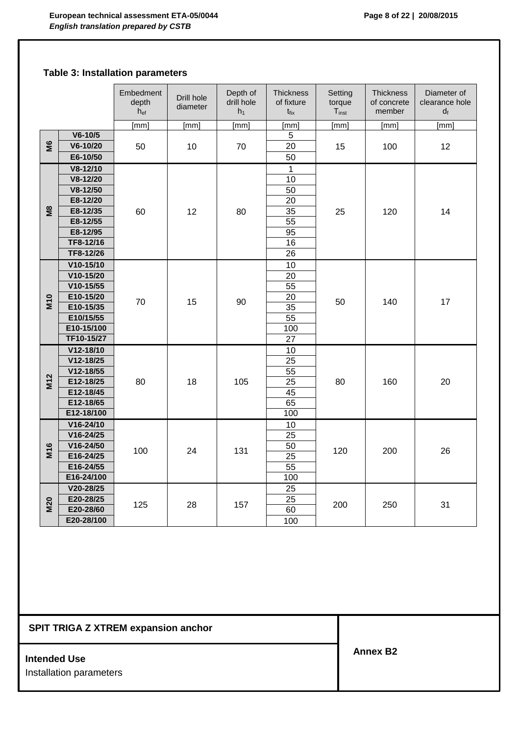## Table 3: Installation parameters

| | | Embedment depth $h_{ef}$ | Drill hole diameter | Depth of drill hole $h_1$ | Thickness of fixture $t_{fix}$ | Setting torque $T_{inst}$ | Thickness of concrete member | Diameter of clearance hole $d_f$ |
|---|---|---|---|---|---|---|---|---|
| | | [mm] | [mm] | [mm] | [mm] | [mm] | [mm] | [mm] |
| M6 | V6-10/5 | 50 | 10 | 70 | 5 | 15 | 100 | 12 |
| | V6-10/20 | | | | 20 | | | |
| | E6-10/50 | | | | 50 | | | |
| M8 | V8-12/10 | 60 | 12 | 80 | 1 | 25 | 120 | 14 |
| | V8-12/20 | | | | 10 | | | |
| | V8-12/50 | | | | 50 | | | |
| | E8-12/20 | | | | 20 | | | |
| | E8-12/35 | | | | 35 | | | |
| | E8-12/55 | | | | 55 | | | |
| | E8-12/95 | | | | 95 | | | |
| | TF8-12/16 | | | | 16 | | | |
| | TF8-12/26 | | | | 26 | | | |
| M10 | V10-15/10 | 70 | 15 | 90 | 10 | 50 | 140 | 17 |
| | V10-15/20 | | | | 20 | | | |
| | V10-15/55 | | | | 55 | | | |
| | E10-15/20 | | | | 20 | | | |
| | E10-15/35 | | | | 35 | | | |
| | E10/15/55 | | | | 55 | | | |
| | E10-15/100 | | | | 100 | | | |
| | TF10-15/27 | | | | 27 | | | |
| M12 | V12-18/10 | 80 | 18 | 105 | 10 | 80 | 160 | 20 |
| | V12-18/25 | | | | 25 | | | |
| | V12-18/55 | | | | 55 | | | |
| | E12-18/25 | | | | 25 | | | |
| | E12-18/45 | | | | 45 | | | |
| | E12-18/65 | | | | 65 | | | |
| | E12-18/100 | | | | 100 | | | |
| M16 | V16-24/10 | 100 | 24 | 131 | 10 | 120 | 200 | 26 |
| | V16-24/25 | | | | 25 | | | |
| | V16-24/50 | | | | 50 | | | |
| | E16-24/25 | | | | 25 | | | |
| | E16-24/55 | | | | 55 | | | |
| | E16-24/100 | | | | 100 | | | |
| M20 | V20-28/25 | 125 | 28 | 157 | 25 | 200 | 250 | 31 |
| | E20-28/25 | | | | 25 | | | |
| | E20-28/60 | | | | 60 | | | |
| | E20-28/100 | | | | 100 | | | |

**SPIT TRIGA Z XTREM expansion anchor**

**Intended Use**
Installation parameters

**Annex B2**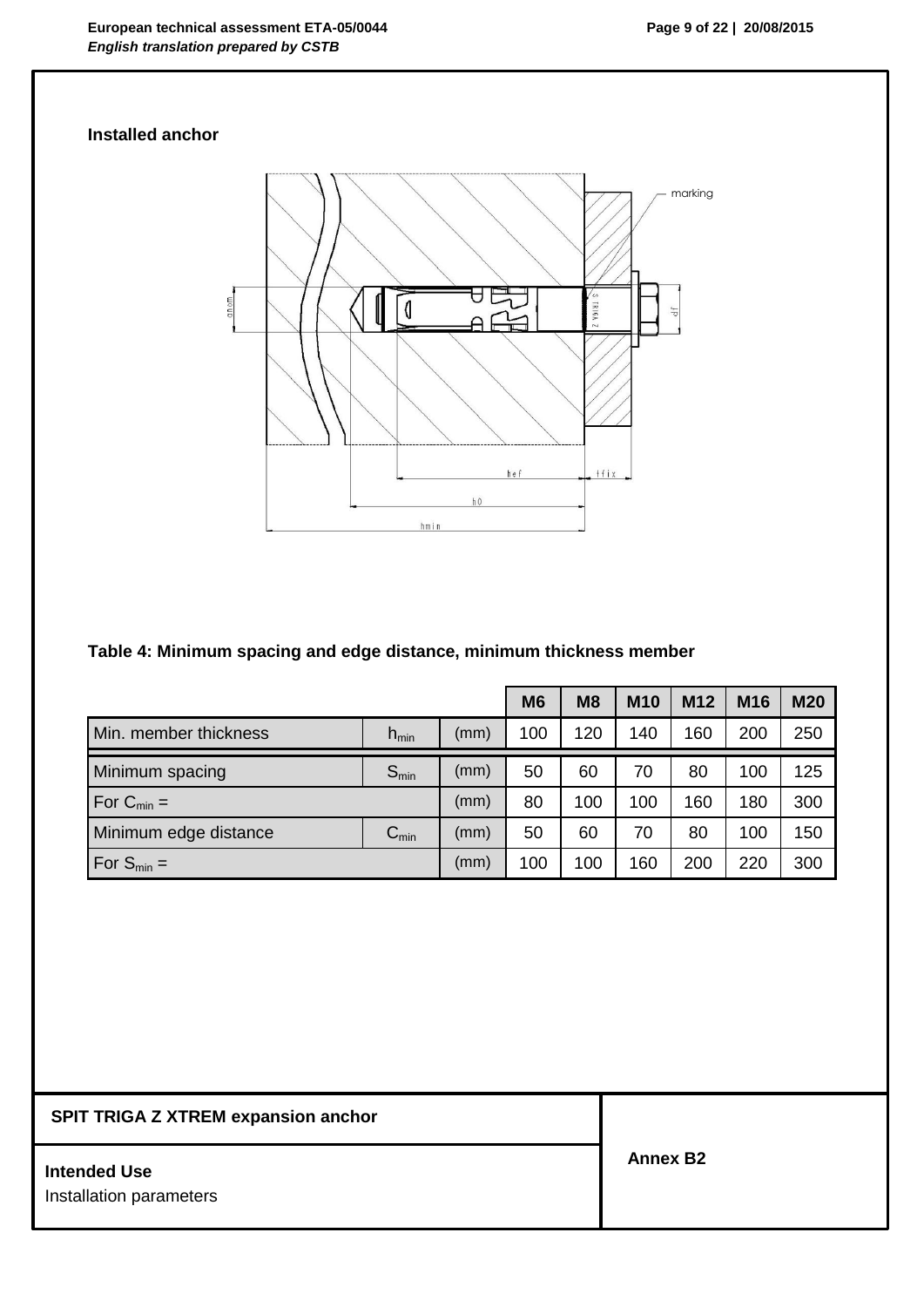**Installed anchor**

**Table 4: Minimum spacing and edge distance, minimum thickness member**

| | | | M6 | M8 | M10 | M12 | M16 | M20 |
|---|---|---|---|---|---|---|---|---|
| Min. member thickness | $h_{min}$ | (mm) | 100 | 120 | 140 | 160 | 200 | 250 |
| Minimum spacing | $S_{min}$ | (mm) | 50 | 60 | 70 | 80 | 100 | 125 |
| For $C_{min}$ = | | (mm) | 80 | 100 | 100 | 160 | 180 | 300 |
| Minimum edge distance | $C_{min}$ | (mm) | 50 | 60 | 70 | 80 | 100 | 150 |
| For $S_{min}$ = | | (mm) | 100 | 100 | 160 | 200 | 220 | 300 |

**SPIT TRIGA Z XTREM expansion anchor**

**Intended Use**
Installation parameters

**Annex B2**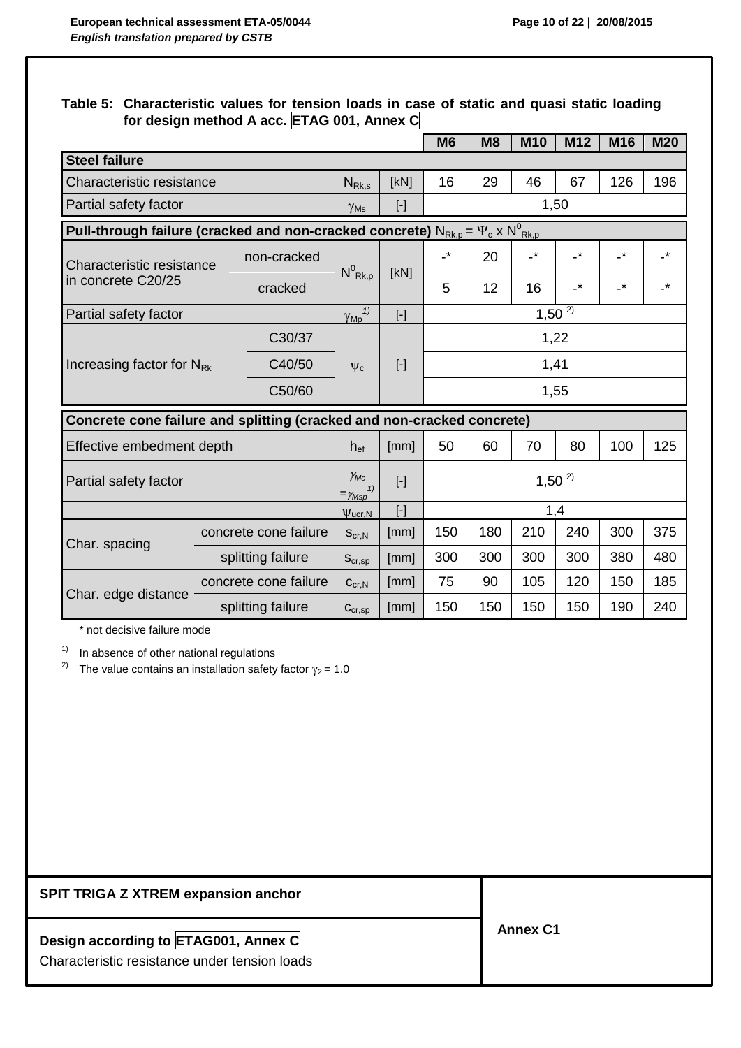**Table 5: Characteristic values for tension loads in case of static and quasi static loading for design method A acc. ETAG 001, Annex C**

| | | | | M6 | M8 | M10 | M12 | M16 | M20 |
|---|---|---|---|---|---|---|---|---|---|
| **Steel failure** | | | | | | | | | |
| Characteristic resistance | | $N_{Rk,s}$ | [kN] | 16 | 29 | 46 | 67 | 126 | 196 |
| Partial safety factor | | $\gamma_{Ms}$ | [-] | 1,50 | | | | | |
| **Pull-through failure (cracked and non-cracked concrete)** $N_{Rk,p} = \Psi_c \times N^0_{Rk,p}$ | | | | | | | | | |
| Characteristic resistance in concrete C20/25 | non-cracked | $N^0_{Rk,p}$ | [kN] | -* | 20 | -* | -* | -* | -* |
| | cracked | | | 5 | 12 | 16 | -* | -* | -* |
| Partial safety factor | | $\gamma_{Mp}$ [1)] | [-] | 1,50 [2)] | | | | | |
| Increasing factor for $N_{Rk}$ | C30/37 | $\psi_c$ | [-] | 1,22 | | | | | |
| | C40/50 | | | 1,41 | | | | | |
| | C50/60 | | | 1,55 | | | | | |
| **Concrete cone failure and splitting (cracked and non-cracked concrete)** | | | | | | | | | |
| Effective embedment depth | | $h_{ef}$ | [mm] | 50 | 60 | 70 | 80 | 100 | 125 |
| Partial safety factor | | $\gamma_{Mc} = \gamma_{Msp}$ [1)] | [-] | 1,50 [2)] | | | | | |
| | | $\psi_{ucr,N}$ | [-] | 1,4 | | | | | |
| Char. spacing | concrete cone failure | $s_{cr,N}$ | [mm] | 150 | 180 | 210 | 240 | 300 | 375 |
| | splitting failure | $s_{cr,sp}$ | [mm] | 300 | 300 | 300 | 300 | 380 | 480 |
| Char. edge distance | concrete cone failure | $c_{cr,N}$ | [mm] | 75 | 90 | 105 | 120 | 150 | 185 |
| | splitting failure | $c_{cr,sp}$ | [mm] | 150 | 150 | 150 | 150 | 190 | 240 |

\* not decisive failure mode

1) In absence of other national regulations

2) The value contains an installation safety factor $\gamma_2 = 1.0$

**SPIT TRIGA Z XTREM expansion anchor**

**Design according to ETAG001, Annex C**

Characteristic resistance under tension loads

**Annex C1**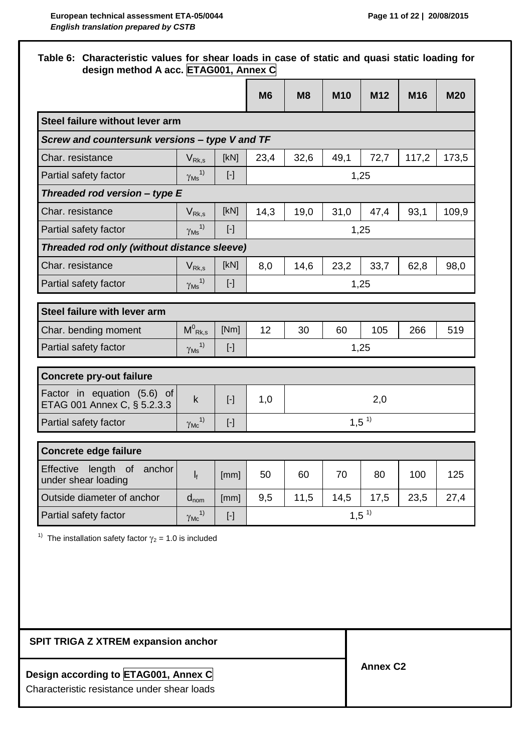**Table 6: Characteristic values for shear loads in case of static and quasi static loading for design method A acc. ETAG001, Annex C**

| | | | M6 | M8 | M10 | M12 | M16 | M20 |
|---|---|---|---|---|---|---|---|---|
| **Steel failure without lever arm** | | | | | | | | |
| ***Screw and countersunk versions – type V and TF*** | | | | | | | | |
| Char. resistance | $V_{Rk,s}$ | [kN] | 23,4 | 32,6 | 49,1 | 72,7 | 117,2 | 173,5 |
| Partial safety factor | $\gamma_{Ms}$ [1] | [-] | 1,25 | | | | | |
| ***Threaded rod version – type E*** | | | | | | | | |
| Char. resistance | $V_{Rk,s}$ | [kN] | 14,3 | 19,0 | 31,0 | 47,4 | 93,1 | 109,9 |
| Partial safety factor | $\gamma_{Ms}$ [1] | [-] | 1,25 | | | | | |
| ***Threaded rod only (without distance sleeve)*** | | | | | | | | |
| Char. resistance | $V_{Rk,s}$ | [kN] | 8,0 | 14,6 | 23,2 | 33,7 | 62,8 | 98,0 |
| Partial safety factor | $\gamma_{Ms}$ [1] | [-] | 1,25 | | | | | |
| **Steel failure with lever arm** | | | | | | | | |
| Char. bending moment | $M^0_{Rk,s}$ | [Nm] | 12 | 30 | 60 | 105 | 266 | 519 |
| Partial safety factor | $\gamma_{Ms}$ [1] | [-] | 1,25 | | | | | |
| **Concrete pry-out failure** | | | | | | | | |
| Factor in equation (5.6) of ETAG 001 Annex C, § 5.2.3.3 | k | [-] | 1,0 | 2,0 | | | | |
| Partial safety factor | $\gamma_{Mc}$ [1] | [-] | 1,5 [1] | | | | | |
| **Concrete edge failure** | | | | | | | | |
| Effective length of anchor under shear loading | $l_f$ | [mm] | 50 | 60 | 70 | 80 | 100 | 125 |
| Outside diameter of anchor | $d_{nom}$ | [mm] | 9,5 | 11,5 | 14,5 | 17,5 | 23,5 | 27,4 |
| Partial safety factor | $\gamma_{Mc}$ [1] | [-] | 1,5 [1] | | | | | |

[1] The installation safety factor $\gamma_2$ = 1.0 is included

| **SPIT TRIGA Z XTREM expansion anchor** | **Annex C2** |
|---|---|
| **Design according to ETAG001, Annex C** Characteristic resistance under shear loads | |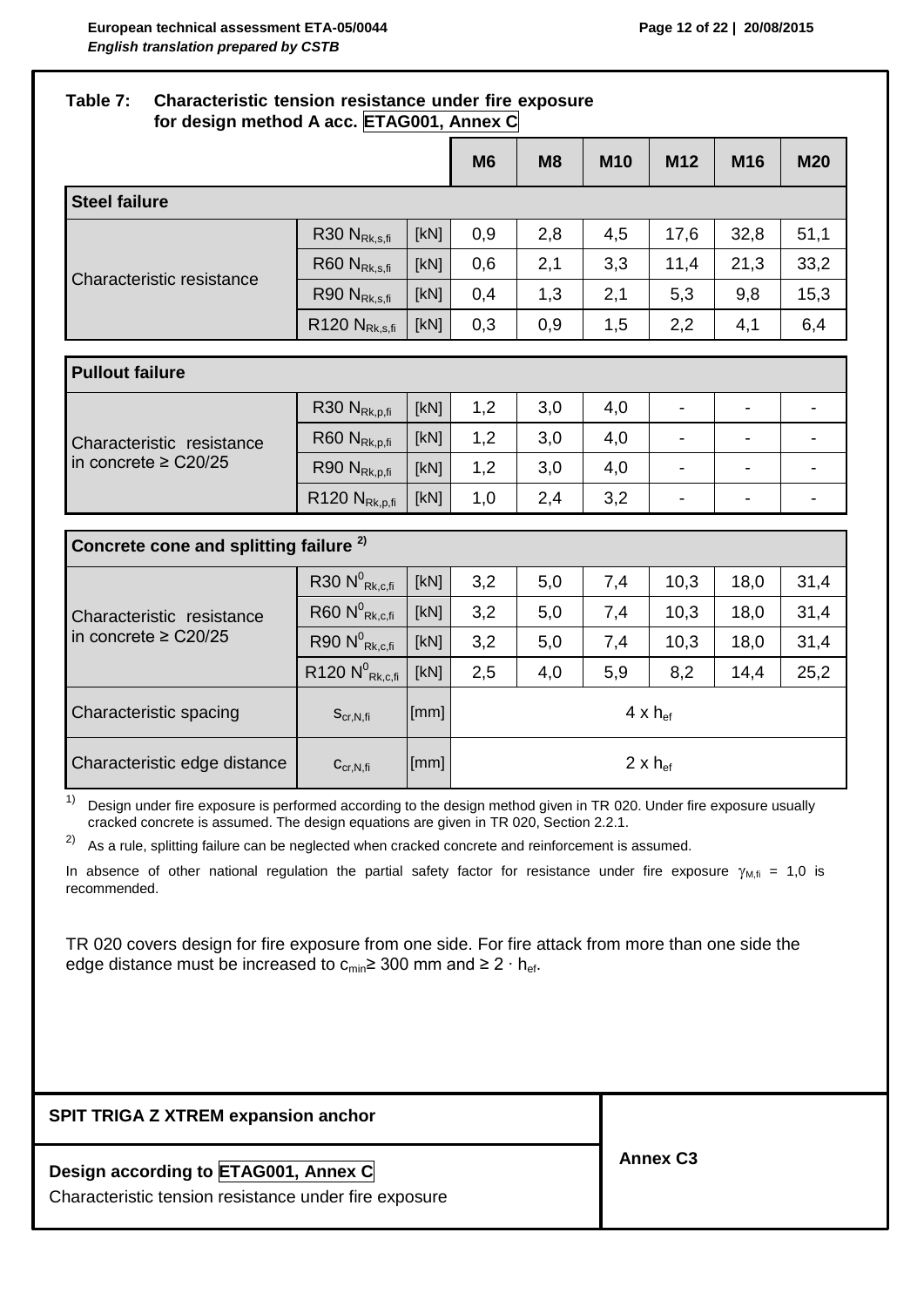**Table 7: Characteristic tension resistance under fire exposure for design method A acc. ETAG001, Annex C**

| | | | M6 | M8 | M10 | M12 | M16 | M20 |
|---|---|---|---|---|---|---|---|---|
| **Steel failure** | | | | | | | | |
| Characteristic resistance | R30 $N_{Rk,s,fi}$ | [kN] | 0,9 | 2,8 | 4,5 | 17,6 | 32,8 | 51,1 |
| | R60 $N_{Rk,s,fi}$ | [kN] | 0,6 | 2,1 | 3,3 | 11,4 | 21,3 | 33,2 |
| | R90 $N_{Rk,s,fi}$ | [kN] | 0,4 | 1,3 | 2,1 | 5,3 | 9,8 | 15,3 |
| | R120 $N_{Rk,s,fi}$ | [kN] | 0,3 | 0,9 | 1,5 | 2,2 | 4,1 | 6,4 |
| **Pullout failure** | | | | | | | | |
| Characteristic resistance in concrete ≥ C20/25 | R30 $N_{Rk,p,fi}$ | [kN] | 1,2 | 3,0 | 4,0 | - | - | - |
| | R60 $N_{Rk,p,fi}$ | [kN] | 1,2 | 3,0 | 4,0 | - | - | - |
| | R90 $N_{Rk,p,fi}$ | [kN] | 1,2 | 3,0 | 4,0 | - | - | - |
| | R120 $N_{Rk,p,fi}$ | [kN] | 1,0 | 2,4 | 3,2 | - | - | - |
| **Concrete cone and splitting failure** [2] | | | | | | | | |
| Characteristic resistance in concrete ≥ C20/25 | R30 $N^0_{Rk,c,fi}$ | [kN] | 3,2 | 5,0 | 7,4 | 10,3 | 18,0 | 31,4 |
| | R60 $N^0_{Rk,c,fi}$ | [kN] | 3,2 | 5,0 | 7,4 | 10,3 | 18,0 | 31,4 |
| | R90 $N^0_{Rk,c,fi}$ | [kN] | 3,2 | 5,0 | 7,4 | 10,3 | 18,0 | 31,4 |
| | R120 $N^0_{Rk,c,fi}$ | [kN] | 2,5 | 4,0 | 5,9 | 8,2 | 14,4 | 25,2 |
| Characteristic spacing | $s_{cr,N,fi}$ | [mm] | $4 \times h_{ef}$ | | | | | |
| Characteristic edge distance | $c_{cr,N,fi}$ | [mm] | $2 \times h_{ef}$ | | | | | |

[1] Design under fire exposure is performed according to the design method given in TR 020. Under fire exposure usually cracked concrete is assumed. The design equations are given in TR 020, Section 2.2.1.

[2] As a rule, splitting failure can be neglected when cracked concrete and reinforcement is assumed.

In absence of other national regulation the partial safety factor for resistance under fire exposure $\gamma_{M,fi} = 1,0$ is recommended.

TR 020 covers design for fire exposure from one side. For fire attack from more than one side the edge distance must be increased to $c_{min} \geq 300$ mm and $\geq 2 \cdot h_{ef}$.

**SPIT TRIGA Z XTREM expansion anchor**

**Design according to ETAG001, Annex C**

Characteristic tension resistance under fire exposure

**Annex C3**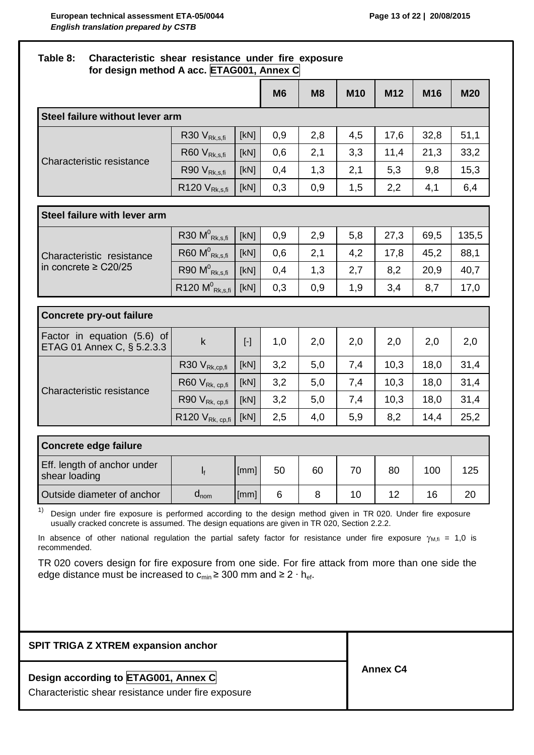**Table 8: Characteristic shear resistance under fire exposure for design method A acc. ETAG001, Annex C**

| | | | M6 | M8 | M10 | M12 | M16 | M20 |
|---|---|---|---|---|---|---|---|---|
| **Steel failure without lever arm** | | | | | | | | |
| Characteristic resistance | R30 $V_{Rk,s,fi}$ | [kN] | 0,9 | 2,8 | 4,5 | 17,6 | 32,8 | 51,1 |
| | R60 $V_{Rk,s,fi}$ | [kN] | 0,6 | 2,1 | 3,3 | 11,4 | 21,3 | 33,2 |
| | R90 $V_{Rk,s,fi}$ | [kN] | 0,4 | 1,3 | 2,1 | 5,3 | 9,8 | 15,3 |
| | R120 $V_{Rk,s,fi}$ | [kN] | 0,3 | 0,9 | 1,5 | 2,2 | 4,1 | 6,4 |
| **Steel failure with lever arm** | | | | | | | | |
| Characteristic resistance in concrete ≥ C20/25 | R30 $M^0_{Rk,s,fi}$ | [kN] | 0,9 | 2,9 | 5,8 | 27,3 | 69,5 | 135,5 |
| | R60 $M^0_{Rk,s,fi}$ | [kN] | 0,6 | 2,1 | 4,2 | 17,8 | 45,2 | 88,1 |
| | R90 $M^0_{Rk,s,fi}$ | [kN] | 0,4 | 1,3 | 2,7 | 8,2 | 20,9 | 40,7 |
| | R120 $M^0_{Rk,s,fi}$ | [kN] | 0,3 | 0,9 | 1,9 | 3,4 | 8,7 | 17,0 |
| **Concrete pry-out failure** | | | | | | | | |
| Factor in equation (5.6) of ETAG 01 Annex C, § 5.2.3.3 | k | [-] | 1,0 | 2,0 | 2,0 | 2,0 | 2,0 | 2,0 |
| Characteristic resistance | R30 $V_{Rk,cp,fi}$ | [kN] | 3,2 | 5,0 | 7,4 | 10,3 | 18,0 | 31,4 |
| | R60 $V_{Rk,cp,fi}$ | [kN] | 3,2 | 5,0 | 7,4 | 10,3 | 18,0 | 31,4 |
| | R90 $V_{Rk,cp,fi}$ | [kN] | 3,2 | 5,0 | 7,4 | 10,3 | 18,0 | 31,4 |
| | R120 $V_{Rk,cp,fi}$ | [kN] | 2,5 | 4,0 | 5,9 | 8,2 | 14,4 | 25,2 |
| **Concrete edge failure** | | | | | | | | |
| Eff. length of anchor under shear loading | $l_f$ | [mm] | 50 | 60 | 70 | 80 | 100 | 125 |
| Outside diameter of anchor | $d_{nom}$ | [mm] | 6 | 8 | 10 | 12 | 16 | 20 |

[1] Design under fire exposure is performed according to the design method given in TR 020. Under fire exposure usually cracked concrete is assumed. The design equations are given in TR 020, Section 2.2.2.

In absence of other national regulation the partial safety factor for resistance under fire exposure $\gamma_{M,fi}$ = 1,0 is recommended.

TR 020 covers design for fire exposure from one side. For fire attack from more than one side the edge distance must be increased to $c_{min}$ ≥ 300 mm and ≥ 2 · $h_{ef}$.

| SPIT TRIGA Z XTREM expansion anchor | Annex C4 |
|---|---|
| **Design according to ETAG001, Annex C**<br>Characteristic shear resistance under fire exposure | |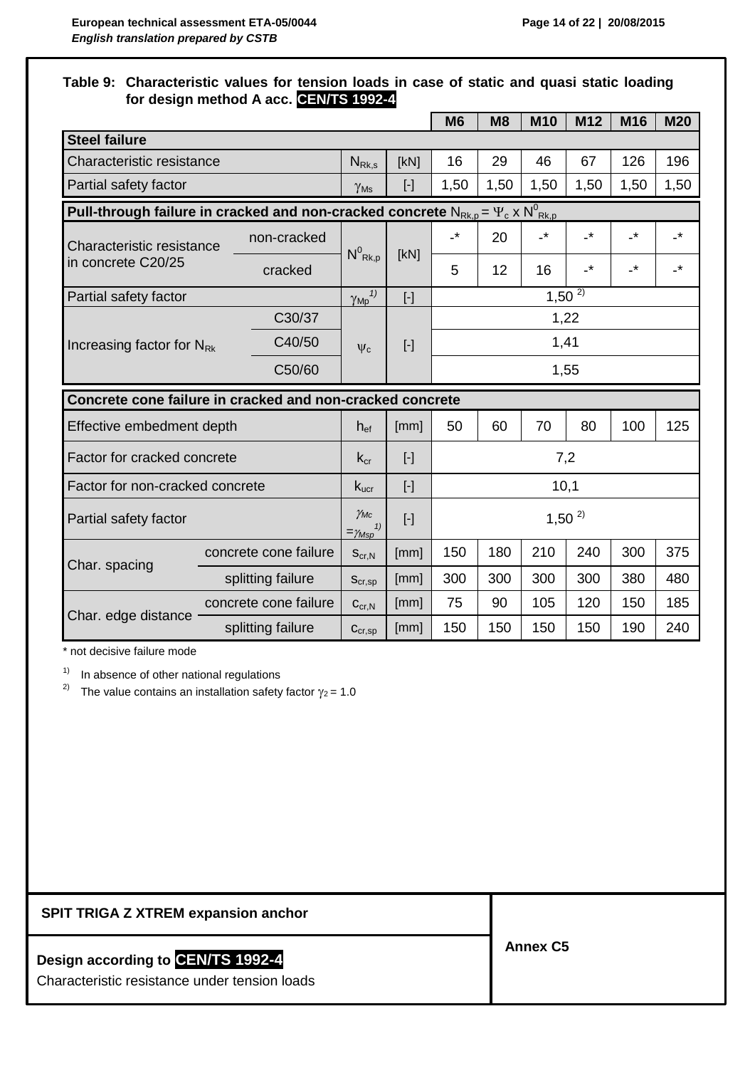**Table 9: Characteristic values for tension loads in case of static and quasi static loading for design method A acc. CEN/TS 1992-4**

| | | | | M6 | M8 | M10 | M12 | M16 | M20 |
|---|---|---|---|---|---|---|---|---|---|
| **Steel failure** | | | | | | | | | |
| Characteristic resistance | | $N_{Rk,s}$ | [kN] | 16 | 29 | 46 | 67 | 126 | 196 |
| Partial safety factor | | $\gamma_{Ms}$ | [-] | 1,50 | 1,50 | 1,50 | 1,50 | 1,50 | 1,50 |
| **Pull-through failure in cracked and non-cracked concrete $N_{Rk,p} = \Psi_c \times N^0_{Rk,p}$** | | | | | | | | | |
| Characteristic resistance in concrete C20/25 | non-cracked | $N^0_{Rk,p}$ | [kN] | -* | 20 | -* | -* | -* | -* |
| | cracked | | | 5 | 12 | 16 | -* | -* | -* |
| Partial safety factor | | $\gamma_{Mp}$ [1)] | [-] | 1,50 [2)] | | | | | |
| Increasing factor for $N_{Rk}$ | C30/37 | $\psi_c$ | [-] | 1,22 | | | | | |
| | C40/50 | | | 1,41 | | | | | |
| | C50/60 | | | 1,55 | | | | | |
| **Concrete cone failure in cracked and non-cracked concrete** | | | | | | | | | |
| Effective embedment depth | | $h_{ef}$ | [mm] | 50 | 60 | 70 | 80 | 100 | 125 |
| Factor for cracked concrete | | $k_{cr}$ | [-] | 7,2 | | | | | |
| Factor for non-cracked concrete | | $k_{ucr}$ | [-] | 10,1 | | | | | |
| Partial safety factor | | $\gamma_{Mc} = \gamma_{Msp}$ [1)] | [-] | 1,50 [2)] | | | | | |
| Char. spacing | concrete cone failure | $s_{cr,N}$ | [mm] | 150 | 180 | 210 | 240 | 300 | 375 |
| | splitting failure | $s_{cr,sp}$ | [mm] | 300 | 300 | 300 | 300 | 380 | 480 |
| Char. edge distance | concrete cone failure | $c_{cr,N}$ | [mm] | 75 | 90 | 105 | 120 | 150 | 185 |
| | splitting failure | $c_{cr,sp}$ | [mm] | 150 | 150 | 150 | 150 | 190 | 240 |

* not decisive failure mode

1) In absence of other national regulations

2) The value contains an installation safety factor $\gamma_2 = 1.0$

**SPIT TRIGA Z XTREM expansion anchor**

**Design according to CEN/TS 1992-4**

Characteristic resistance under tension loads

**Annex C5**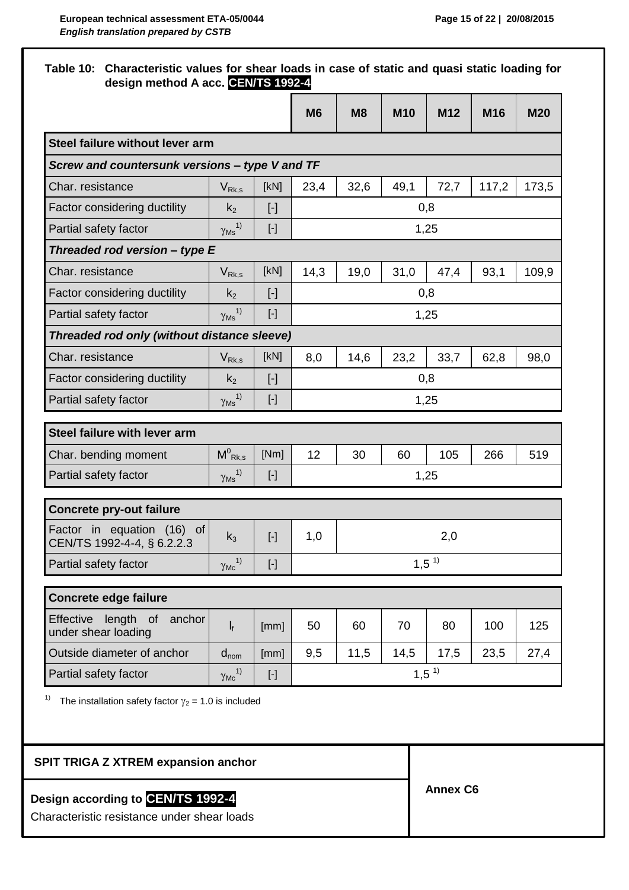**Table 10: Characteristic values for shear loads in case of static and quasi static loading for design method A acc. CEN/TS 1992-4**

| | | | M6 | M8 | M10 | M12 | M16 | M20 |
|---|---|---|---|---|---|---|---|---|
| **Steel failure without lever arm** | | | | | | | | |
| ***Screw and countersunk versions – type V and TF*** | | | | | | | | |
| Char. resistance | $V_{Rk,s}$ | [kN] | 23,4 | 32,6 | 49,1 | 72,7 | 117,2 | 173,5 |
| Factor considering ductility | $k_2$ | [-] | 0,8 | | | | | |
| Partial safety factor | $\gamma_{Ms}$ [1] | [-] | 1,25 | | | | | |
| ***Threaded rod version – type E*** | | | | | | | | |
| Char. resistance | $V_{Rk,s}$ | [kN] | 14,3 | 19,0 | 31,0 | 47,4 | 93,1 | 109,9 |
| Factor considering ductility | $k_2$ | [-] | 0,8 | | | | | |
| Partial safety factor | $\gamma_{Ms}$ [1] | [-] | 1,25 | | | | | |
| ***Threaded rod only (without distance sleeve)*** | | | | | | | | |
| Char. resistance | $V_{Rk,s}$ | [kN] | 8,0 | 14,6 | 23,2 | 33,7 | 62,8 | 98,0 |
| Factor considering ductility | $k_2$ | [-] | 0,8 | | | | | |
| Partial safety factor | $\gamma_{Ms}$ [1] | [-] | 1,25 | | | | | |
| **Steel failure with lever arm** | | | | | | | | |
| Char. bending moment | $M^0_{Rk,s}$ | [Nm] | 12 | 30 | 60 | 105 | 266 | 519 |
| Partial safety factor | $\gamma_{Ms}$ [1] | [-] | 1,25 | | | | | |
| **Concrete pry-out failure** | | | | | | | | |
| Factor in equation (16) of CEN/TS 1992-4-4, § 6.2.2.3 | $k_3$ | [-] | 1,0 | 2,0 | | | | |
| Partial safety factor | $\gamma_{Mc}$ [1] | [-] | 1,5 [1] | | | | | |
| **Concrete edge failure** | | | | | | | | |
| Effective length of anchor under shear loading | $l_f$ | [mm] | 50 | 60 | 70 | 80 | 100 | 125 |
| Outside diameter of anchor | $d_{nom}$ | [mm] | 9,5 | 11,5 | 14,5 | 17,5 | 23,5 | 27,4 |
| Partial safety factor | $\gamma_{Mc}$ [1] | [-] | 1,5 [1] | | | | | |

[1] The installation safety factor $\gamma_2 = 1.0$ is included

**SPIT TRIGA Z XTREM expansion anchor**

**Design according to CEN/TS 1992-4**

Characteristic resistance under shear loads

**Annex C6**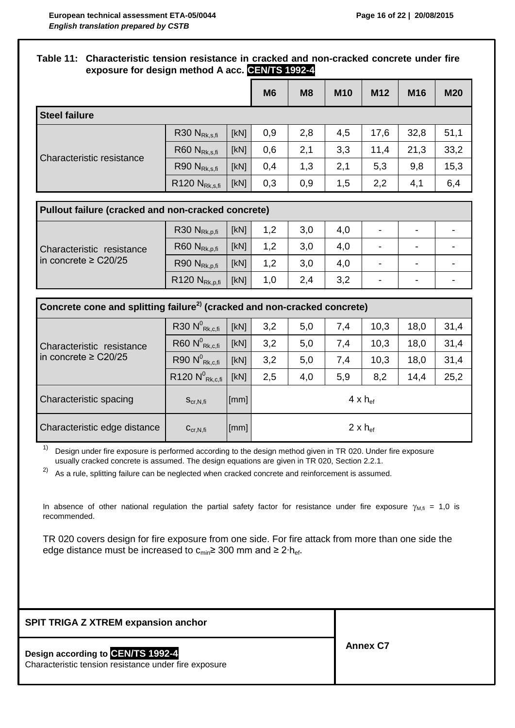**Table 11: Characteristic tension resistance in cracked and non-cracked concrete under fire exposure for design method A acc. CEN/TS 1992-4**

| | | | M6 | M8 | M10 | M12 | M16 | M20 |
|---|---|---|---|---|---|---|---|---|
| **Steel failure** | | | | | | | | |
| Characteristic resistance | R30 $N_{Rk,s,fi}$ | [kN] | 0,9 | 2,8 | 4,5 | 17,6 | 32,8 | 51,1 |
| | R60 $N_{Rk,s,fi}$ | [kN] | 0,6 | 2,1 | 3,3 | 11,4 | 21,3 | 33,2 |
| | R90 $N_{Rk,s,fi}$ | [kN] | 0,4 | 1,3 | 2,1 | 5,3 | 9,8 | 15,3 |
| | R120 $N_{Rk,s,fi}$ | [kN] | 0,3 | 0,9 | 1,5 | 2,2 | 4,1 | 6,4 |
| **Pullout failure (cracked and non-cracked concrete)** | | | | | | | | |
| Characteristic resistance in concrete ≥ C20/25 | R30 $N_{Rk,p,fi}$ | [kN] | 1,2 | 3,0 | 4,0 | - | - | - |
| | R60 $N_{Rk,p,fi}$ | [kN] | 1,2 | 3,0 | 4,0 | - | - | - |
| | R90 $N_{Rk,p,fi}$ | [kN] | 1,2 | 3,0 | 4,0 | - | - | - |
| | R120 $N_{Rk,p,fi}$ | [kN] | 1,0 | 2,4 | 3,2 | - | - | - |
| **Concrete cone and splitting failure[2] (cracked and non-cracked concrete)** | | | | | | | | |
| Characteristic resistance in concrete ≥ C20/25 | R30 $N^0_{Rk,c,fi}$ | [kN] | 3,2 | 5,0 | 7,4 | 10,3 | 18,0 | 31,4 |
| | R60 $N^0_{Rk,c,fi}$ | [kN] | 3,2 | 5,0 | 7,4 | 10,3 | 18,0 | 31,4 |
| | R90 $N^0_{Rk,c,fi}$ | [kN] | 3,2 | 5,0 | 7,4 | 10,3 | 18,0 | 31,4 |
| | R120 $N^0_{Rk,c,fi}$ | [kN] | 2,5 | 4,0 | 5,9 | 8,2 | 14,4 | 25,2 |
| Characteristic spacing | $s_{cr,N,fi}$ | [mm] | $4 \times h_{ef}$ | | | | | |
| Characteristic edge distance | $c_{cr,N,fi}$ | [mm] | $2 \times h_{ef}$ | | | | | |

[1] Design under fire exposure is performed according to the design method given in TR 020. Under fire exposure usually cracked concrete is assumed. The design equations are given in TR 020, Section 2.2.1.

[2] As a rule, splitting failure can be neglected when cracked concrete and reinforcement is assumed.

In absence of other national regulation the partial safety factor for resistance under fire exposure $\gamma_{M,fi}$ = 1,0 is recommended.

TR 020 covers design for fire exposure from one side. For fire attack from more than one side the edge distance must be increased to $c_{min} \geq 300$ mm and $\geq 2 \cdot h_{ef}$.

**SPIT TRIGA Z XTREM expansion anchor**

**Design according to CEN/TS 1992-4**
Characteristic tension resistance under fire exposure

**Annex C7**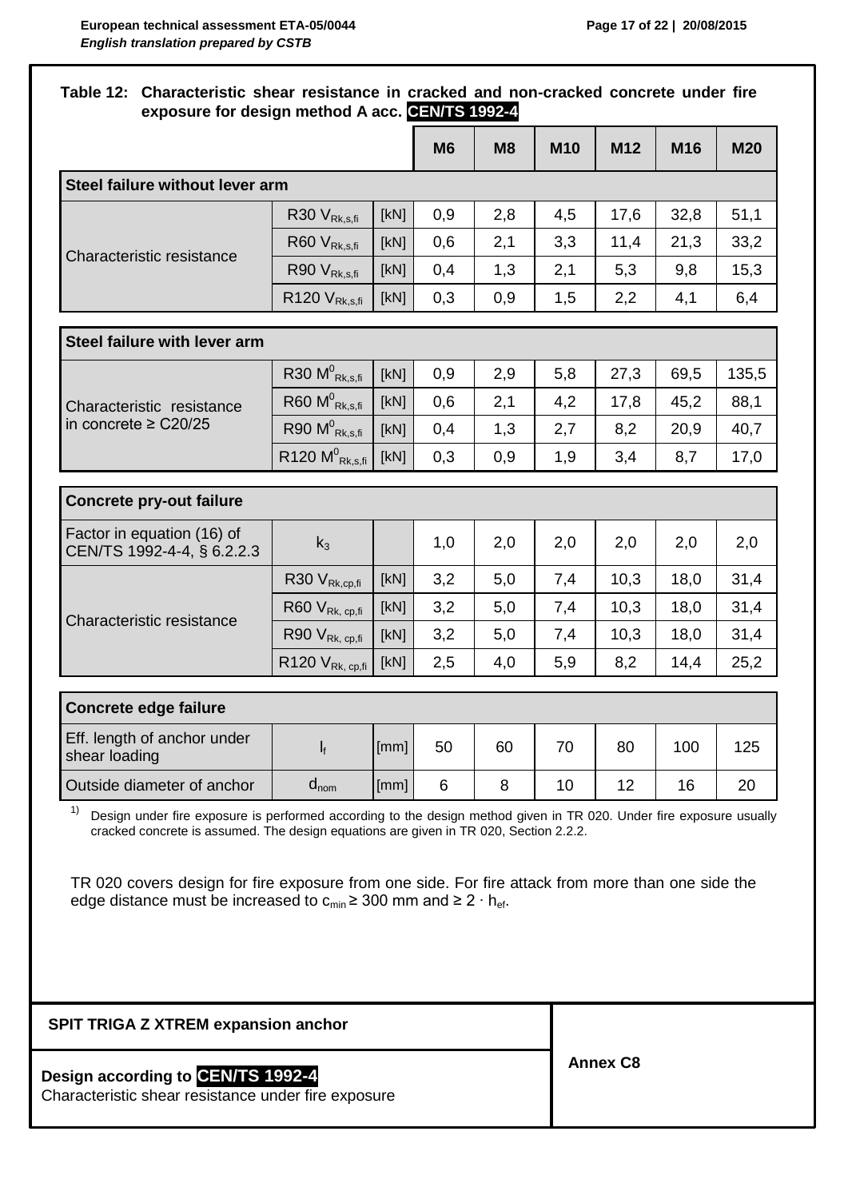**Table 12: Characteristic shear resistance in cracked and non-cracked concrete under fire exposure for design method A acc. CEN/TS 1992-4**

| | | | M6 | M8 | M10 | M12 | M16 | M20 |
|---|---|---|---|---|---|---|---|---|
| **Steel failure without lever arm** | | | | | | | | |
| Characteristic resistance | R30 $V_{Rk,s,fi}$ | [kN] | 0,9 | 2,8 | 4,5 | 17,6 | 32,8 | 51,1 |
| | R60 $V_{Rk,s,fi}$ | [kN] | 0,6 | 2,1 | 3,3 | 11,4 | 21,3 | 33,2 |
| | R90 $V_{Rk,s,fi}$ | [kN] | 0,4 | 1,3 | 2,1 | 5,3 | 9,8 | 15,3 |
| | R120 $V_{Rk,s,fi}$ | [kN] | 0,3 | 0,9 | 1,5 | 2,2 | 4,1 | 6,4 |
| **Steel failure with lever arm** | | | | | | | | |
| Characteristic resistance in concrete ≥ C20/25 | R30 $M^0_{Rk,s,fi}$ | [kN] | 0,9 | 2,9 | 5,8 | 27,3 | 69,5 | 135,5 |
| | R60 $M^0_{Rk,s,fi}$ | [kN] | 0,6 | 2,1 | 4,2 | 17,8 | 45,2 | 88,1 |
| | R90 $M^0_{Rk,s,fi}$ | [kN] | 0,4 | 1,3 | 2,7 | 8,2 | 20,9 | 40,7 |
| | R120 $M^0_{Rk,s,fi}$ | [kN] | 0,3 | 0,9 | 1,9 | 3,4 | 8,7 | 17,0 |
| **Concrete pry-out failure** | | | | | | | | |
| Factor in equation (16) of CEN/TS 1992-4-4, § 6.2.2.3 | $k_3$ | | 1,0 | 2,0 | 2,0 | 2,0 | 2,0 | 2,0 |
| Characteristic resistance | R30 $V_{Rk,cp,fi}$ | [kN] | 3,2 | 5,0 | 7,4 | 10,3 | 18,0 | 31,4 |
| | R60 $V_{Rk, cp,fi}$ | [kN] | 3,2 | 5,0 | 7,4 | 10,3 | 18,0 | 31,4 |
| | R90 $V_{Rk, cp,fi}$ | [kN] | 3,2 | 5,0 | 7,4 | 10,3 | 18,0 | 31,4 |
| | R120 $V_{Rk, cp,fi}$ | [kN] | 2,5 | 4,0 | 5,9 | 8,2 | 14,4 | 25,2 |
| **Concrete edge failure** | | | | | | | | |
| Eff. length of anchor under shear loading | $l_f$ | [mm] | 50 | 60 | 70 | 80 | 100 | 125 |
| Outside diameter of anchor | $d_{nom}$ | [mm] | 6 | 8 | 10 | 12 | 16 | 20 |

[1] Design under fire exposure is performed according to the design method given in TR 020. Under fire exposure usually cracked concrete is assumed. The design equations are given in TR 020, Section 2.2.2.

TR 020 covers design for fire exposure from one side. For fire attack from more than one side the edge distance must be increased to $c_{min} \geq 300$ mm and $\geq 2 \cdot h_{ef}$.

| SPIT TRIGA Z XTREM expansion anchor | Annex C8 |
|---|---|
| **Design according to CEN/TS 1992-4** Characteristic shear resistance under fire exposure | |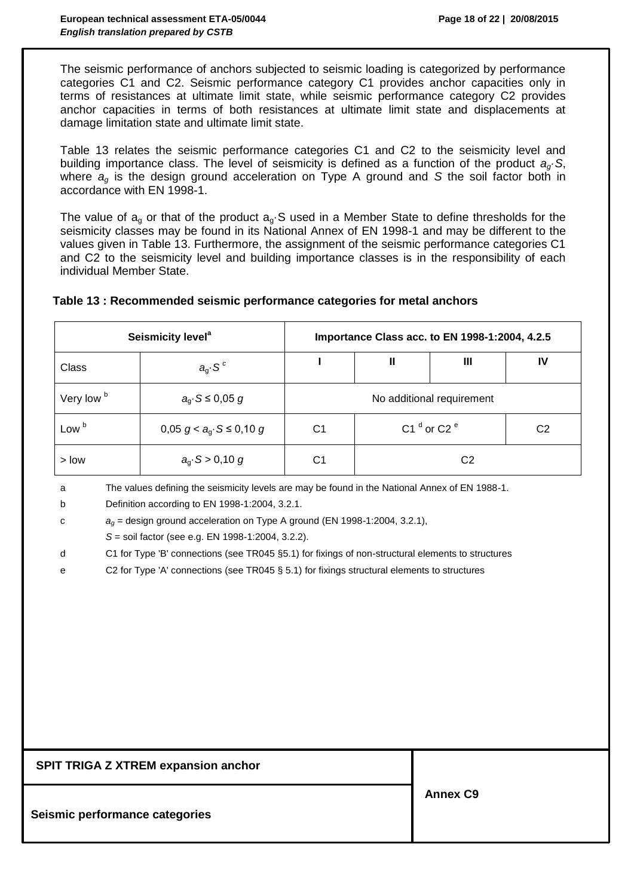The seismic performance of anchors subjected to seismic loading is categorized by performance categories C1 and C2. Seismic performance category C1 provides anchor capacities only in terms of resistances at ultimate limit state, while seismic performance category C2 provides anchor capacities in terms of both resistances at ultimate limit state and displacements at damage limitation state and ultimate limit state.

Table 13 relates the seismic performance categories C1 and C2 to the seismicity level and building importance class. The level of seismicity is defined as a function of the product $a_g \cdot S$, where $a_g$ is the design ground acceleration on Type A ground and $S$ the soil factor both in accordance with EN 1998-1.

The value of $a_g$ or that of the product $a_g \cdot S$ used in a Member State to define thresholds for the seismicity classes may be found in its National Annex of EN 1998-1 and may be different to the values given in Table 13. Furthermore, the assignment of the seismic performance categories C1 and C2 to the seismicity level and building importance classes is in the responsibility of each individual Member State.

**Table 13 : Recommended seismic performance categories for metal anchors**

| Seismicity level[a] | | Importance Class acc. to EN 1998-1:2004, 4.2.5 | | | |
|---|---|---|---|---|---|
| Class | $a_g \cdot S$ [c] | I | II | III | IV |
| Very low [b] | $a_g \cdot S \leq 0{,}05\ g$ | No additional requirement | | | |
| Low [b] | $0{,}05\ g < a_g \cdot S \leq 0{,}10\ g$ | C1 | C1 [d] or C2 [e] | | C2 |
| > low | $a_g \cdot S > 0{,}10\ g$ | C1 | C2 | | |

a The values defining the seismicity levels are may be found in the National Annex of EN 1988-1.

b Definition according to EN 1998-1:2004, 3.2.1.

c $a_g$ = design ground acceleration on Type A ground (EN 1998-1:2004, 3.2.1),
$S$ = soil factor (see e.g. EN 1998-1:2004, 3.2.2).

d C1 for Type 'B' connections (see TR045 §5.1) for fixings of non-structural elements to structures

e C2 for Type 'A' connections (see TR045 § 5.1) for fixings structural elements to structures

| SPIT TRIGA Z XTREM expansion anchor | Annex C9 |
|---|---|
| Seismic performance categories | |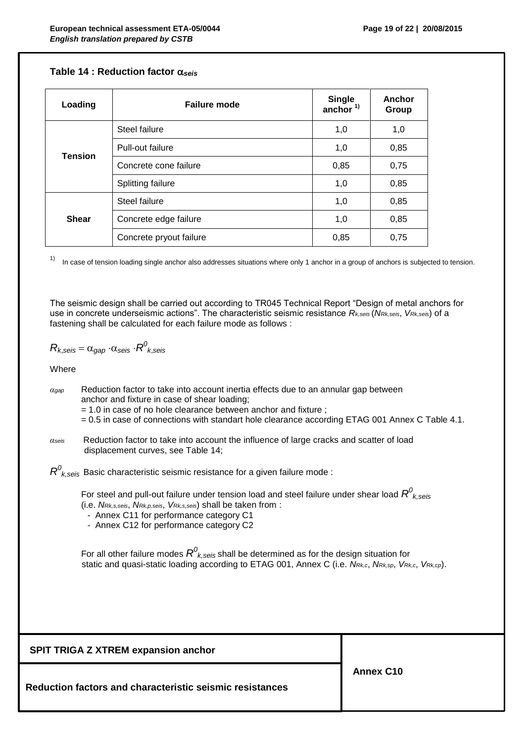**Table 14 : Reduction factor $\alpha_{seis}$**

| Loading | Failure mode | Single anchor [1)] | Anchor Group |
|---|---|---|---|
| Tension | Steel failure | 1,0 | 1,0 |
| | Pull-out failure | 1,0 | 0,85 |
| | Concrete cone failure | 0,85 | 0,75 |
| | Splitting failure | 1,0 | 0,85 |
| Shear | Steel failure | 1,0 | 0,85 |
| | Concrete edge failure | 1,0 | 0,85 |
| | Concrete pryout failure | 0,85 | 0,75 |

[1)] In case of tension loading single anchor also addresses situations where only 1 anchor in a group of anchors is subjected to tension.

The seismic design shall be carried out according to TR045 Technical Report "Design of metal anchors for use in concrete underseismic actions". The characteristic seismic resistance $R_{k,seis}$ ($N_{Rk,seis}$, $V_{Rk,seis}$) of a fastening shall be calculated for each failure mode as follows :

$$R_{k,seis} = \alpha_{gap} \cdot \alpha_{seis} \cdot R^0_{k,seis}$$

Where

$\alpha_{gap}$ Reduction factor to take into account inertia effects due to an annular gap between anchor and fixture in case of shear loading;
= 1.0 in case of no hole clearance between anchor and fixture ;
= 0.5 in case of connections with standart hole clearance according ETAG 001 Annex C Table 4.1.

$\alpha_{seis}$ Reduction factor to take into account the influence of large cracks and scatter of load displacement curves, see Table 14;

$R^0_{k,seis}$ Basic characteristic seismic resistance for a given failure mode :

For steel and pull-out failure under tension load and steel failure under shear load $R^0_{k,seis}$ (i.e. $N_{Rk,s,seis}$, $N_{Rk,p,seis}$, $V_{Rk,s,seis}$) shall be taken from :
- Annex C11 for performance category C1
- Annex C12 for performance category C2

For all other failure modes $R^0_{k,seis}$ shall be determined as for the design situation for static and quasi-static loading according to ETAG 001, Annex C (i.e. $N_{Rk,c}$, $N_{Rk,sp}$, $V_{Rk,c}$, $V_{Rk,cp}$).

**SPIT TRIGA Z XTREM expansion anchor**

**Reduction factors and characteristic seismic resistances**

**Annex C10**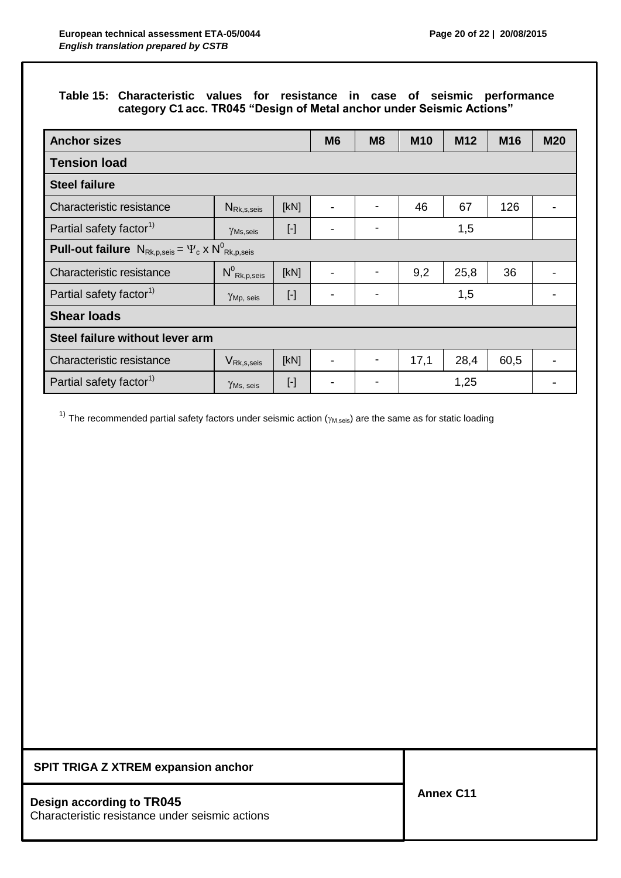**Table 15: Characteristic values for resistance in case of seismic performance category C1 acc. TR045 "Design of Metal anchor under Seismic Actions"**

| Anchor sizes | | | M6 | M8 | M10 | M12 | M16 | M20 |
|---|---|---|---|---|---|---|---|---|
| **Tension load** | | | | | | | | |
| **Steel failure** | | | | | | | | |
| Characteristic resistance | $N_{Rk,s,seis}$ | [kN] | - | - | 46 | 67 | 126 | - |
| Partial safety factor[1)] | $\gamma_{Ms,seis}$ | [-] | - | - | 1,5 | | | |
| **Pull-out failure** $N_{Rk,p,seis} = \Psi_c \times N^0_{Rk,p,seis}$ | | | | | | | | |
| Characteristic resistance | $N^0_{Rk,p,seis}$ | [kN] | - | - | 9,2 | 25,8 | 36 | - |
| Partial safety factor[1)] | $\gamma_{Mp,\ seis}$ | [-] | - | - | 1,5 | | | - |
| **Shear loads** | | | | | | | | |
| **Steel failure without lever arm** | | | | | | | | |
| Characteristic resistance | $V_{Rk,s,seis}$ | [kN] | - | - | 17,1 | 28,4 | 60,5 | - |
| Partial safety factor[1)] | $\gamma_{Ms,\ seis}$ | [-] | - | - | 1,25 | | | - |

[1)] The recommended partial safety factors under seismic action ($\gamma_{M,seis}$) are the same as for static loading

**SPIT TRIGA Z XTREM expansion anchor**

**Design according to TR045**
Characteristic resistance under seismic actions

**Annex C11**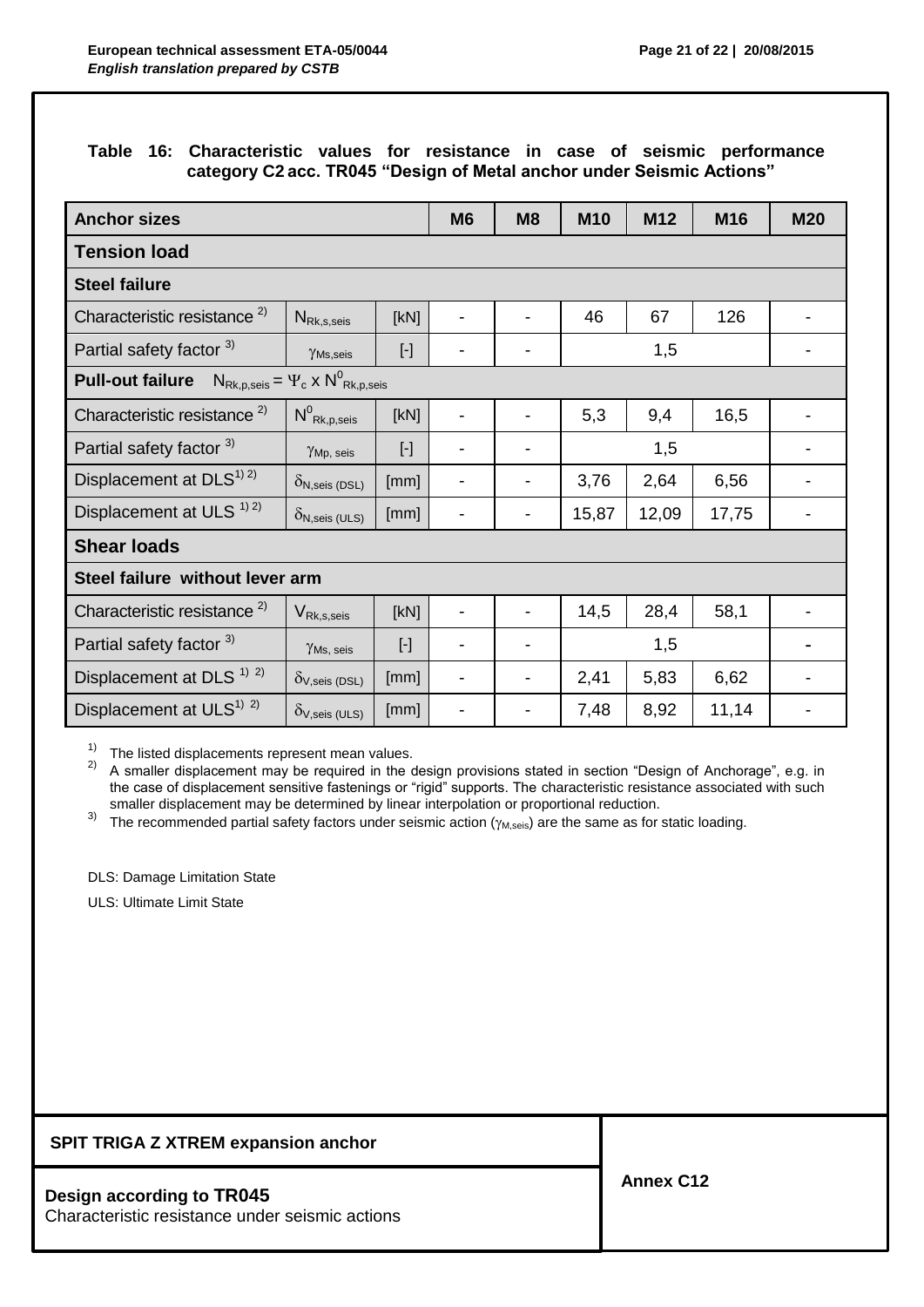**Table 16: Characteristic values for resistance in case of seismic performance category C2 acc. TR045 "Design of Metal anchor under Seismic Actions"**

| Anchor sizes | | | M6 | M8 | M10 | M12 | M16 | M20 |
|---|---|---|---|---|---|---|---|---|
| **Tension load** | | | | | | | | |
| **Steel failure** | | | | | | | | |
| Characteristic resistance [2] | $N_{Rk,s,seis}$ | [kN] | - | - | 46 | 67 | 126 | - |
| Partial safety factor [3] | $\gamma_{Ms,seis}$ | [-] | - | - | 1,5 | | | - |
| **Pull-out failure** $N_{Rk,p,seis} = \Psi_c \times N^0_{Rk,p,seis}$ | | | | | | | | |
| Characteristic resistance [2] | $N^0_{Rk,p,seis}$ | [kN] | - | - | 5,3 | 9,4 | 16,5 | - |
| Partial safety factor [3] | $\gamma_{Mp,seis}$ | [-] | - | - | 1,5 | | | - |
| Displacement at DLS [1] [2] | $\delta_{N,seis\,(DSL)}$ | [mm] | - | - | 3,76 | 2,64 | 6,56 | - |
| Displacement at ULS [1] [2] | $\delta_{N,seis\,(ULS)}$ | [mm] | - | - | 15,87 | 12,09 | 17,75 | - |
| **Shear loads** | | | | | | | | |
| **Steel failure without lever arm** | | | | | | | | |
| Characteristic resistance [2] | $V_{Rk,s,seis}$ | [kN] | - | - | 14,5 | 28,4 | 58,1 | - |
| Partial safety factor [3] | $\gamma_{Ms,seis}$ | [-] | - | - | 1,5 | | | - |
| Displacement at DLS [1] [2] | $\delta_{V,seis\,(DSL)}$ | [mm] | - | - | 2,41 | 5,83 | 6,62 | - |
| Displacement at ULS [1] [2] | $\delta_{V,seis\,(ULS)}$ | [mm] | - | - | 7,48 | 8,92 | 11,14 | - |

[1] The listed displacements represent mean values.

[2] A smaller displacement may be required in the design provisions stated in section "Design of Anchorage", e.g. in the case of displacement sensitive fastenings or "rigid" supports. The characteristic resistance associated with such smaller displacement may be determined by linear interpolation or proportional reduction.

[3] The recommended partial safety factors under seismic action ($\gamma_{M,seis}$) are the same as for static loading.

DLS: Damage Limitation State

ULS: Ultimate Limit State

**SPIT TRIGA Z XTREM expansion anchor**

**Design according to TR045**
Characteristic resistance under seismic actions

**Annex C12**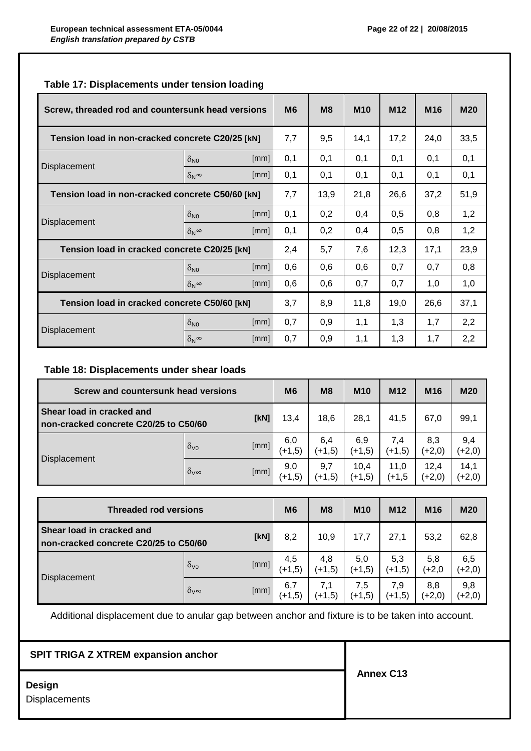### Table 17: Displacements under tension loading

| Screw, threaded rod and countersunk head versions | | | M6 | M8 | M10 | M12 | M16 | M20 |
|---|---|---|---|---|---|---|---|---|
| Tension load in non-cracked concrete C20/25 [kN] | | | 7,7 | 9,5 | 14,1 | 17,2 | 24,0 | 33,5 |
| Displacement | $\delta_{N0}$ | [mm] | 0,1 | 0,1 | 0,1 | 0,1 | 0,1 | 0,1 |
| | $\delta_{N\infty}$ | [mm] | 0,1 | 0,1 | 0,1 | 0,1 | 0,1 | 0,1 |
| Tension load in non-cracked concrete C50/60 [kN] | | | 7,7 | 13,9 | 21,8 | 26,6 | 37,2 | 51,9 |
| Displacement | $\delta_{N0}$ | [mm] | 0,1 | 0,2 | 0,4 | 0,5 | 0,8 | 1,2 |
| | $\delta_{N\infty}$ | [mm] | 0,1 | 0,2 | 0,4 | 0,5 | 0,8 | 1,2 |
| Tension load in cracked concrete C20/25 [kN] | | | 2,4 | 5,7 | 7,6 | 12,3 | 17,1 | 23,9 |
| Displacement | $\delta_{N0}$ | [mm] | 0,6 | 0,6 | 0,6 | 0,7 | 0,7 | 0,8 |
| | $\delta_{N\infty}$ | [mm] | 0,6 | 0,6 | 0,7 | 0,7 | 1,0 | 1,0 |
| Tension load in cracked concrete C50/60 [kN] | | | 3,7 | 8,9 | 11,8 | 19,0 | 26,6 | 37,1 |
| Displacement | $\delta_{N0}$ | [mm] | 0,7 | 0,9 | 1,1 | 1,3 | 1,7 | 2,2 |
| | $\delta_{N\infty}$ | [mm] | 0,7 | 0,9 | 1,1 | 1,3 | 1,7 | 2,2 |

### Table 18: Displacements under shear loads

| Screw and countersunk head versions | | | M6 | M8 | M10 | M12 | M16 | M20 |
|---|---|---|---|---|---|---|---|---|
| Shear load in cracked and non-cracked concrete C20/25 to C50/60 | | [kN] | 13,4 | 18,6 | 28,1 | 41,5 | 67,0 | 99,1 |
| Displacement | $\delta_{V0}$ | [mm] | 6,0 (+1,5) | 6,4 (+1,5) | 6,9 (+1,5) | 7,4 (+1,5) | 8,3 (+2,0) | 9,4 (+2,0) |
| | $\delta_{V\infty}$ | [mm] | 9,0 (+1,5) | 9,7 (+1,5) | 10,4 (+1,5) | 11,0 (+1,5 | 12,4 (+2,0) | 14,1 (+2,0) |

| Threaded rod versions | | | M6 | M8 | M10 | M12 | M16 | M20 |
|---|---|---|---|---|---|---|---|---|
| Shear load in cracked and non-cracked concrete C20/25 to C50/60 | | [kN] | 8,2 | 10,9 | 17,7 | 27,1 | 53,2 | 62,8 |
| Displacement | $\delta_{V0}$ | [mm] | 4,5 (+1,5) | 4,8 (+1,5) | 5,0 (+1,5) | 5,3 (+1,5) | 5,8 (+2,0 | 6,5 (+2,0) |
| | $\delta_{V\infty}$ | [mm] | 6,7 (+1,5) | 7,1 (+1,5) | 7,5 (+1,5) | 7,9 (+1,5) | 8,8 (+2,0) | 9,8 (+2,0) |

Additional displacement due to anular gap between anchor and fixture is to be taken into account.

| SPIT TRIGA Z XTREM expansion anchor | Annex C13 |
|---|---|
| **Design** Displacements | |